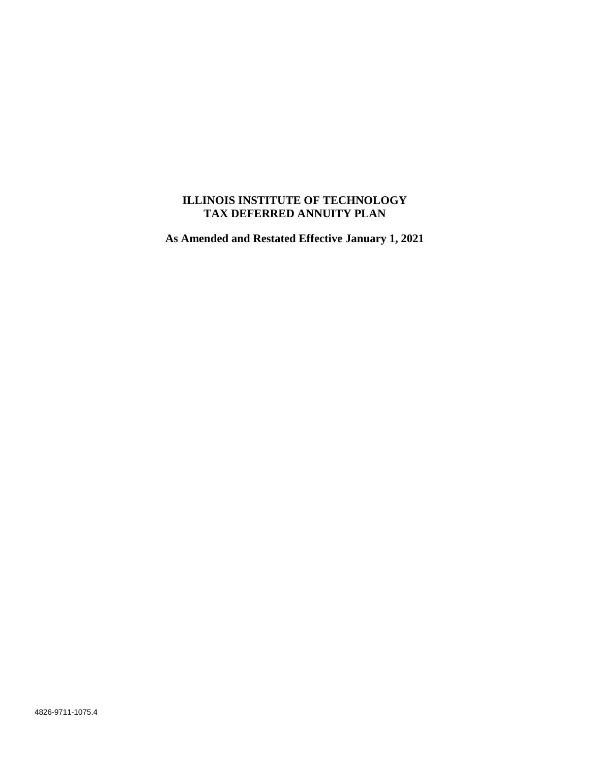# ILLINOIS INSTITUTE OF TECHNOLOGY
# TAX DEFERRED ANNUITY PLAN

**As Amended and Restated Effective January 1, 2021**

4826-9711-1075.4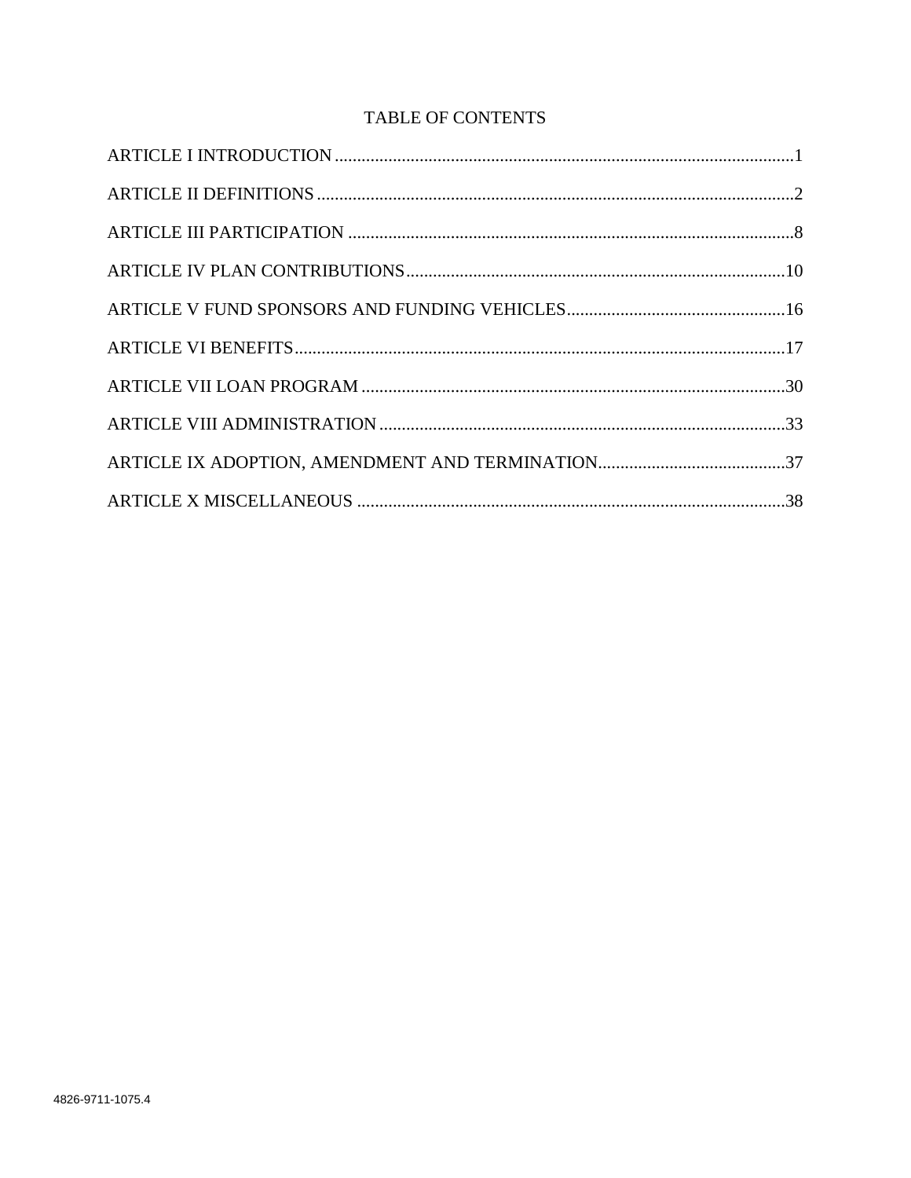# TABLE OF CONTENTS

| | |
|---|---|
| ARTICLE I INTRODUCTION | 1 |
| ARTICLE II DEFINITIONS | 2 |
| ARTICLE III PARTICIPATION | 8 |
| ARTICLE IV PLAN CONTRIBUTIONS | 10 |
| ARTICLE V FUND SPONSORS AND FUNDING VEHICLES | 16 |
| ARTICLE VI BENEFITS | 17 |
| ARTICLE VII LOAN PROGRAM | 30 |
| ARTICLE VIII ADMINISTRATION | 33 |
| ARTICLE IX ADOPTION, AMENDMENT AND TERMINATION | 37 |
| ARTICLE X MISCELLANEOUS | 38 |

4826-9711-1075.4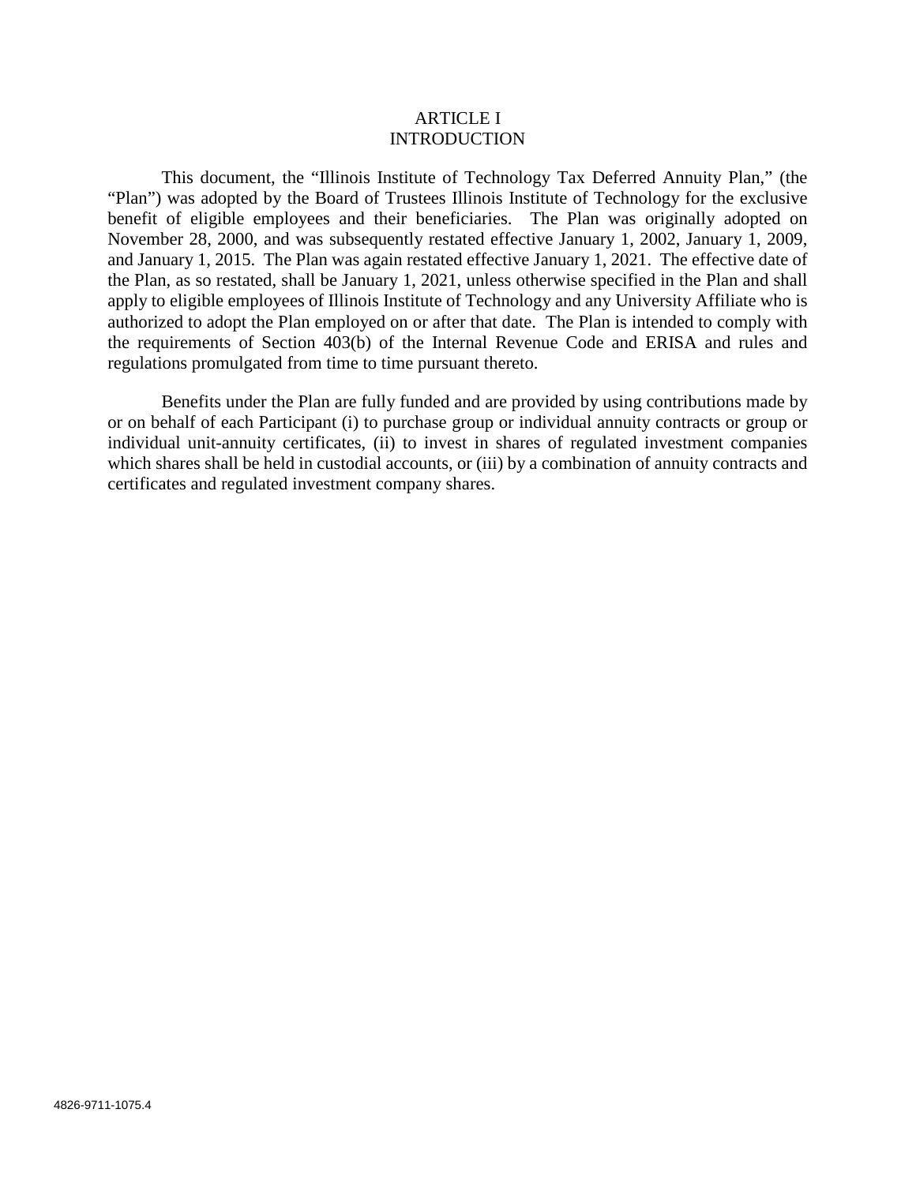# ARTICLE I
# INTRODUCTION

This document, the "Illinois Institute of Technology Tax Deferred Annuity Plan," (the "Plan") was adopted by the Board of Trustees Illinois Institute of Technology for the exclusive benefit of eligible employees and their beneficiaries. The Plan was originally adopted on November 28, 2000, and was subsequently restated effective January 1, 2002, January 1, 2009, and January 1, 2015. The Plan was again restated effective January 1, 2021. The effective date of the Plan, as so restated, shall be January 1, 2021, unless otherwise specified in the Plan and shall apply to eligible employees of Illinois Institute of Technology and any University Affiliate who is authorized to adopt the Plan employed on or after that date. The Plan is intended to comply with the requirements of Section 403(b) of the Internal Revenue Code and ERISA and rules and regulations promulgated from time to time pursuant thereto.

Benefits under the Plan are fully funded and are provided by using contributions made by or on behalf of each Participant (i) to purchase group or individual annuity contracts or group or individual unit-annuity certificates, (ii) to invest in shares of regulated investment companies which shares shall be held in custodial accounts, or (iii) by a combination of annuity contracts and certificates and regulated investment company shares.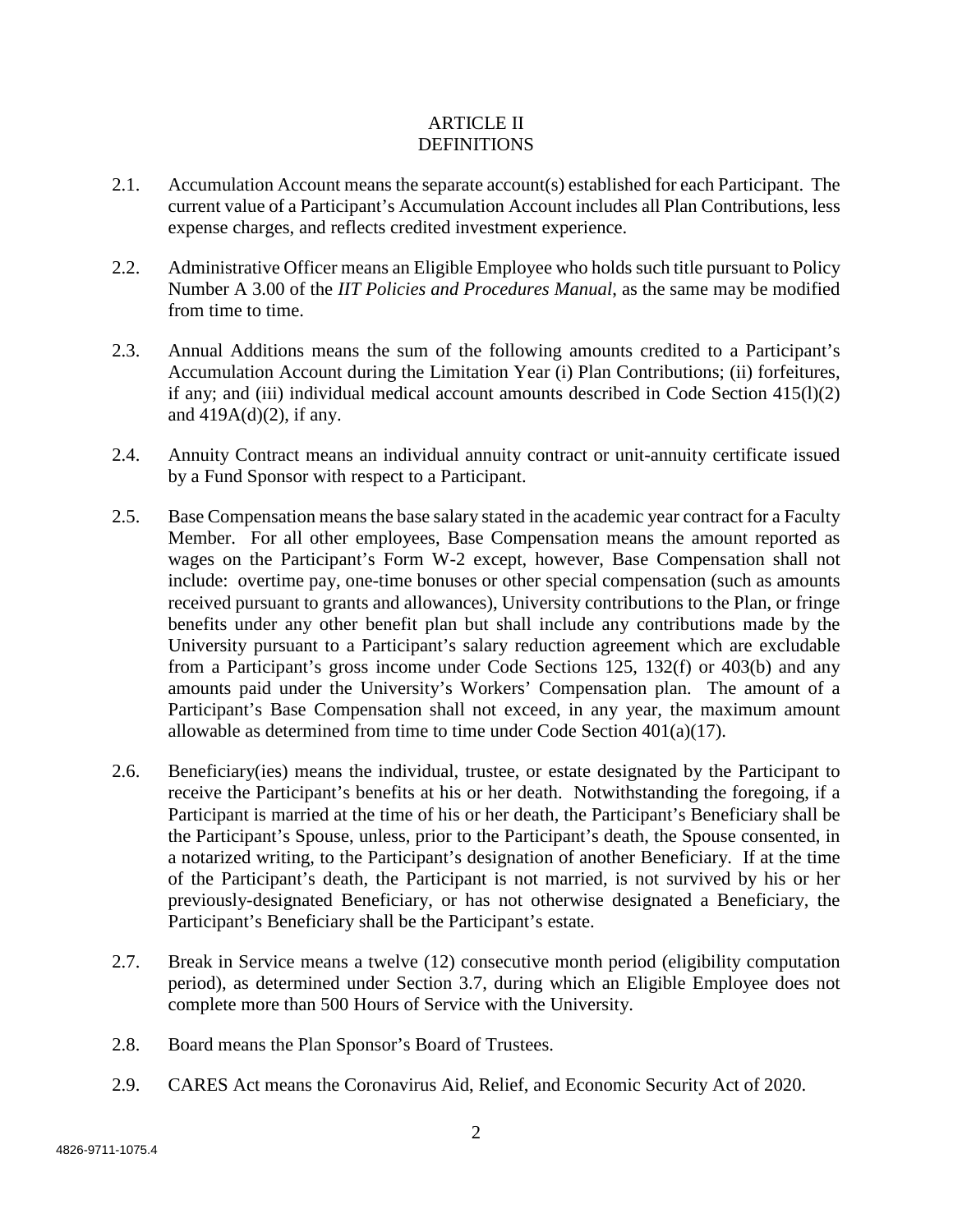# ARTICLE II
# DEFINITIONS

2.1. Accumulation Account means the separate account(s) established for each Participant. The current value of a Participant's Accumulation Account includes all Plan Contributions, less expense charges, and reflects credited investment experience.

2.2. Administrative Officer means an Eligible Employee who holds such title pursuant to Policy Number A 3.00 of the *IIT Policies and Procedures Manual*, as the same may be modified from time to time.

2.3. Annual Additions means the sum of the following amounts credited to a Participant's Accumulation Account during the Limitation Year (i) Plan Contributions; (ii) forfeitures, if any; and (iii) individual medical account amounts described in Code Section 415(l)(2) and 419A(d)(2), if any.

2.4. Annuity Contract means an individual annuity contract or unit-annuity certificate issued by a Fund Sponsor with respect to a Participant.

2.5. Base Compensation means the base salary stated in the academic year contract for a Faculty Member. For all other employees, Base Compensation means the amount reported as wages on the Participant's Form W-2 except, however, Base Compensation shall not include: overtime pay, one-time bonuses or other special compensation (such as amounts received pursuant to grants and allowances), University contributions to the Plan, or fringe benefits under any other benefit plan but shall include any contributions made by the University pursuant to a Participant's salary reduction agreement which are excludable from a Participant's gross income under Code Sections 125, 132(f) or 403(b) and any amounts paid under the University's Workers' Compensation plan. The amount of a Participant's Base Compensation shall not exceed, in any year, the maximum amount allowable as determined from time to time under Code Section 401(a)(17).

2.6. Beneficiary(ies) means the individual, trustee, or estate designated by the Participant to receive the Participant's benefits at his or her death. Notwithstanding the foregoing, if a Participant is married at the time of his or her death, the Participant's Beneficiary shall be the Participant's Spouse, unless, prior to the Participant's death, the Spouse consented, in a notarized writing, to the Participant's designation of another Beneficiary. If at the time of the Participant's death, the Participant is not married, is not survived by his or her previously-designated Beneficiary, or has not otherwise designated a Beneficiary, the Participant's Beneficiary shall be the Participant's estate.

2.7. Break in Service means a twelve (12) consecutive month period (eligibility computation period), as determined under Section 3.7, during which an Eligible Employee does not complete more than 500 Hours of Service with the University.

2.8. Board means the Plan Sponsor's Board of Trustees.

2.9. CARES Act means the Coronavirus Aid, Relief, and Economic Security Act of 2020.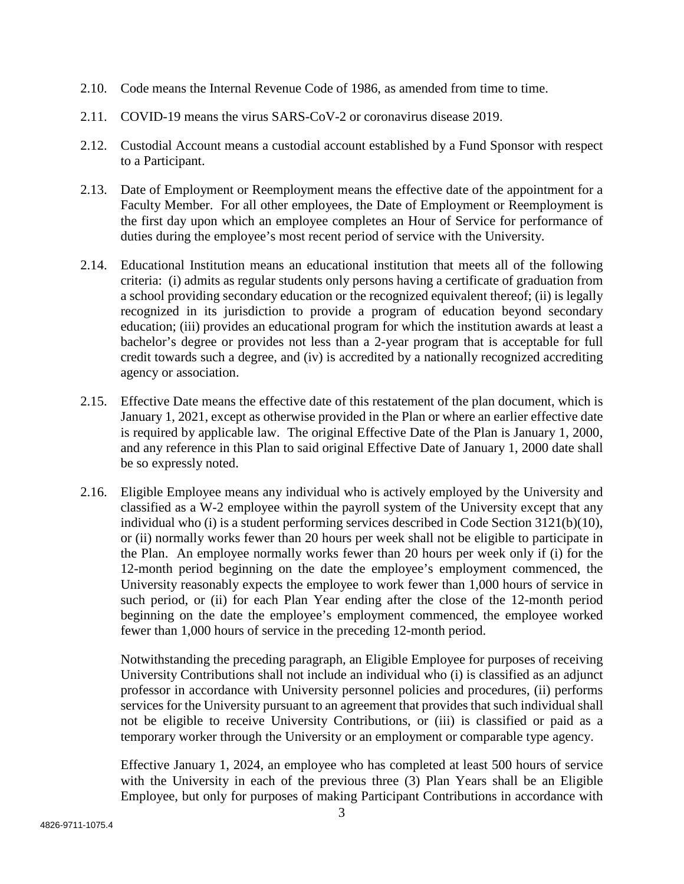2.10. Code means the Internal Revenue Code of 1986, as amended from time to time.

2.11. COVID-19 means the virus SARS-CoV-2 or coronavirus disease 2019.

2.12. Custodial Account means a custodial account established by a Fund Sponsor with respect to a Participant.

2.13. Date of Employment or Reemployment means the effective date of the appointment for a Faculty Member. For all other employees, the Date of Employment or Reemployment is the first day upon which an employee completes an Hour of Service for performance of duties during the employee's most recent period of service with the University.

2.14. Educational Institution means an educational institution that meets all of the following criteria: (i) admits as regular students only persons having a certificate of graduation from a school providing secondary education or the recognized equivalent thereof; (ii) is legally recognized in its jurisdiction to provide a program of education beyond secondary education; (iii) provides an educational program for which the institution awards at least a bachelor's degree or provides not less than a 2-year program that is acceptable for full credit towards such a degree, and (iv) is accredited by a nationally recognized accrediting agency or association.

2.15. Effective Date means the effective date of this restatement of the plan document, which is January 1, 2021, except as otherwise provided in the Plan or where an earlier effective date is required by applicable law. The original Effective Date of the Plan is January 1, 2000, and any reference in this Plan to said original Effective Date of January 1, 2000 date shall be so expressly noted.

2.16. Eligible Employee means any individual who is actively employed by the University and classified as a W-2 employee within the payroll system of the University except that any individual who (i) is a student performing services described in Code Section 3121(b)(10), or (ii) normally works fewer than 20 hours per week shall not be eligible to participate in the Plan. An employee normally works fewer than 20 hours per week only if (i) for the 12-month period beginning on the date the employee's employment commenced, the University reasonably expects the employee to work fewer than 1,000 hours of service in such period, or (ii) for each Plan Year ending after the close of the 12-month period beginning on the date the employee's employment commenced, the employee worked fewer than 1,000 hours of service in the preceding 12-month period.

Notwithstanding the preceding paragraph, an Eligible Employee for purposes of receiving University Contributions shall not include an individual who (i) is classified as an adjunct professor in accordance with University personnel policies and procedures, (ii) performs services for the University pursuant to an agreement that provides that such individual shall not be eligible to receive University Contributions, or (iii) is classified or paid as a temporary worker through the University or an employment or comparable type agency.

Effective January 1, 2024, an employee who has completed at least 500 hours of service with the University in each of the previous three (3) Plan Years shall be an Eligible Employee, but only for purposes of making Participant Contributions in accordance with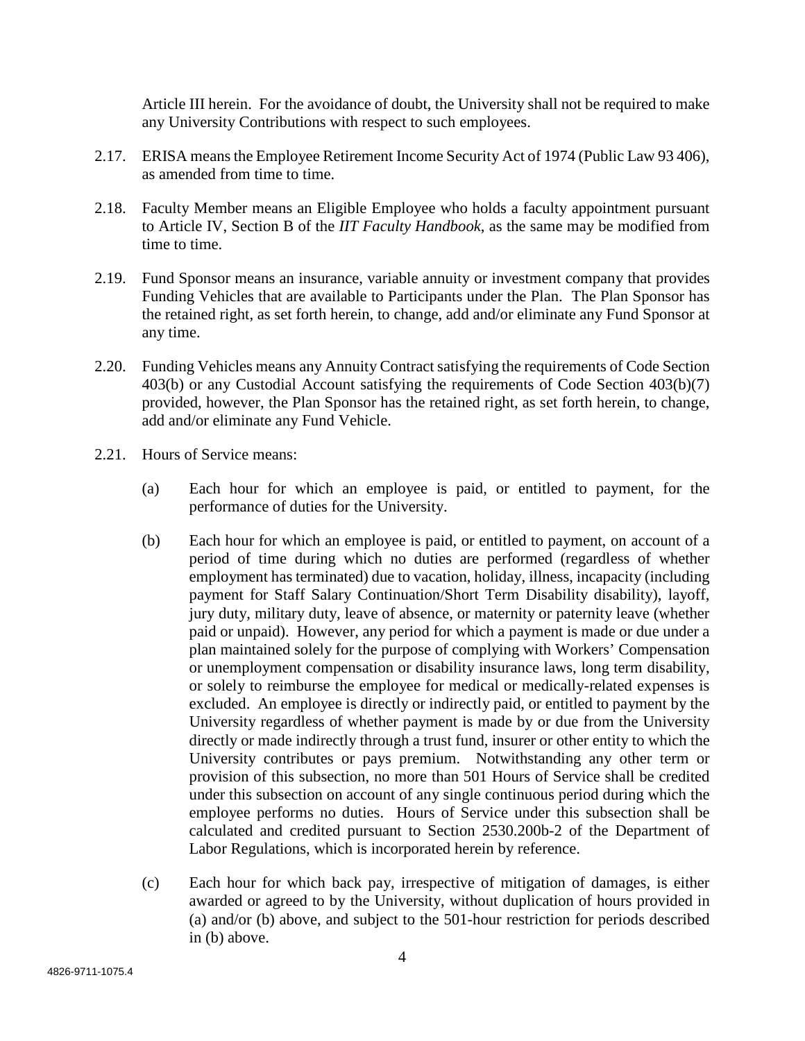Article III herein. For the avoidance of doubt, the University shall not be required to make any University Contributions with respect to such employees.

2.17. ERISA means the Employee Retirement Income Security Act of 1974 (Public Law 93 406), as amended from time to time.

2.18. Faculty Member means an Eligible Employee who holds a faculty appointment pursuant to Article IV, Section B of the *IIT Faculty Handbook*, as the same may be modified from time to time.

2.19. Fund Sponsor means an insurance, variable annuity or investment company that provides Funding Vehicles that are available to Participants under the Plan. The Plan Sponsor has the retained right, as set forth herein, to change, add and/or eliminate any Fund Sponsor at any time.

2.20. Funding Vehicles means any Annuity Contract satisfying the requirements of Code Section 403(b) or any Custodial Account satisfying the requirements of Code Section 403(b)(7) provided, however, the Plan Sponsor has the retained right, as set forth herein, to change, add and/or eliminate any Fund Vehicle.

2.21. Hours of Service means:

(a) Each hour for which an employee is paid, or entitled to payment, for the performance of duties for the University.

(b) Each hour for which an employee is paid, or entitled to payment, on account of a period of time during which no duties are performed (regardless of whether employment has terminated) due to vacation, holiday, illness, incapacity (including payment for Staff Salary Continuation/Short Term Disability disability), layoff, jury duty, military duty, leave of absence, or maternity or paternity leave (whether paid or unpaid). However, any period for which a payment is made or due under a plan maintained solely for the purpose of complying with Workers' Compensation or unemployment compensation or disability insurance laws, long term disability, or solely to reimburse the employee for medical or medically-related expenses is excluded. An employee is directly or indirectly paid, or entitled to payment by the University regardless of whether payment is made by or due from the University directly or made indirectly through a trust fund, insurer or other entity to which the University contributes or pays premium. Notwithstanding any other term or provision of this subsection, no more than 501 Hours of Service shall be credited under this subsection on account of any single continuous period during which the employee performs no duties. Hours of Service under this subsection shall be calculated and credited pursuant to Section 2530.200b-2 of the Department of Labor Regulations, which is incorporated herein by reference.

(c) Each hour for which back pay, irrespective of mitigation of damages, is either awarded or agreed to by the University, without duplication of hours provided in (a) and/or (b) above, and subject to the 501-hour restriction for periods described in (b) above.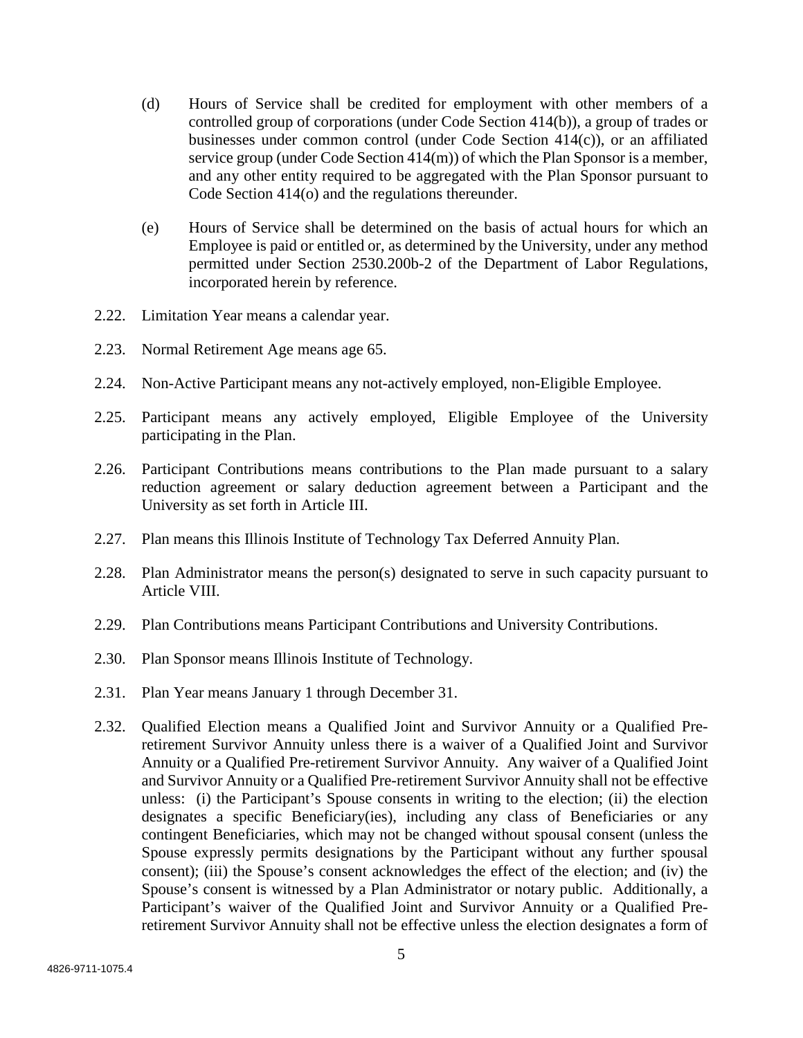(d) Hours of Service shall be credited for employment with other members of a controlled group of corporations (under Code Section 414(b)), a group of trades or businesses under common control (under Code Section 414(c)), or an affiliated service group (under Code Section 414(m)) of which the Plan Sponsor is a member, and any other entity required to be aggregated with the Plan Sponsor pursuant to Code Section 414(o) and the regulations thereunder.

(e) Hours of Service shall be determined on the basis of actual hours for which an Employee is paid or entitled or, as determined by the University, under any method permitted under Section 2530.200b-2 of the Department of Labor Regulations, incorporated herein by reference.

2.22. Limitation Year means a calendar year.

2.23. Normal Retirement Age means age 65.

2.24. Non-Active Participant means any not-actively employed, non-Eligible Employee.

2.25. Participant means any actively employed, Eligible Employee of the University participating in the Plan.

2.26. Participant Contributions means contributions to the Plan made pursuant to a salary reduction agreement or salary deduction agreement between a Participant and the University as set forth in Article III.

2.27. Plan means this Illinois Institute of Technology Tax Deferred Annuity Plan.

2.28. Plan Administrator means the person(s) designated to serve in such capacity pursuant to Article VIII.

2.29. Plan Contributions means Participant Contributions and University Contributions.

2.30. Plan Sponsor means Illinois Institute of Technology.

2.31. Plan Year means January 1 through December 31.

2.32. Qualified Election means a Qualified Joint and Survivor Annuity or a Qualified Pre-retirement Survivor Annuity unless there is a waiver of a Qualified Joint and Survivor Annuity or a Qualified Pre-retirement Survivor Annuity. Any waiver of a Qualified Joint and Survivor Annuity or a Qualified Pre-retirement Survivor Annuity shall not be effective unless: (i) the Participant's Spouse consents in writing to the election; (ii) the election designates a specific Beneficiary(ies), including any class of Beneficiaries or any contingent Beneficiaries, which may not be changed without spousal consent (unless the Spouse expressly permits designations by the Participant without any further spousal consent); (iii) the Spouse's consent acknowledges the effect of the election; and (iv) the Spouse's consent is witnessed by a Plan Administrator or notary public. Additionally, a Participant's waiver of the Qualified Joint and Survivor Annuity or a Qualified Pre-retirement Survivor Annuity shall not be effective unless the election designates a form of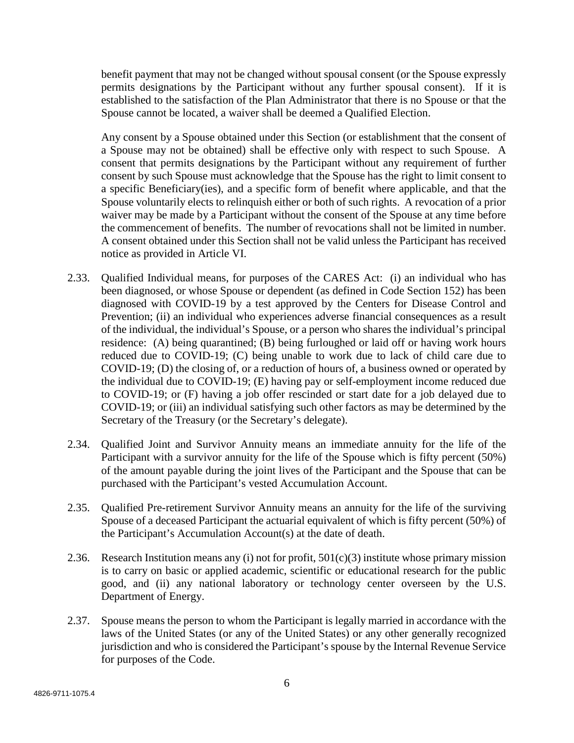benefit payment that may not be changed without spousal consent (or the Spouse expressly permits designations by the Participant without any further spousal consent). If it is established to the satisfaction of the Plan Administrator that there is no Spouse or that the Spouse cannot be located, a waiver shall be deemed a Qualified Election.

Any consent by a Spouse obtained under this Section (or establishment that the consent of a Spouse may not be obtained) shall be effective only with respect to such Spouse. A consent that permits designations by the Participant without any requirement of further consent by such Spouse must acknowledge that the Spouse has the right to limit consent to a specific Beneficiary(ies), and a specific form of benefit where applicable, and that the Spouse voluntarily elects to relinquish either or both of such rights. A revocation of a prior waiver may be made by a Participant without the consent of the Spouse at any time before the commencement of benefits. The number of revocations shall not be limited in number. A consent obtained under this Section shall not be valid unless the Participant has received notice as provided in Article VI.

2.33. Qualified Individual means, for purposes of the CARES Act: (i) an individual who has been diagnosed, or whose Spouse or dependent (as defined in Code Section 152) has been diagnosed with COVID-19 by a test approved by the Centers for Disease Control and Prevention; (ii) an individual who experiences adverse financial consequences as a result of the individual, the individual's Spouse, or a person who shares the individual's principal residence: (A) being quarantined; (B) being furloughed or laid off or having work hours reduced due to COVID-19; (C) being unable to work due to lack of child care due to COVID-19; (D) the closing of, or a reduction of hours of, a business owned or operated by the individual due to COVID-19; (E) having pay or self-employment income reduced due to COVID-19; or (F) having a job offer rescinded or start date for a job delayed due to COVID-19; or (iii) an individual satisfying such other factors as may be determined by the Secretary of the Treasury (or the Secretary's delegate).

2.34. Qualified Joint and Survivor Annuity means an immediate annuity for the life of the Participant with a survivor annuity for the life of the Spouse which is fifty percent (50%) of the amount payable during the joint lives of the Participant and the Spouse that can be purchased with the Participant's vested Accumulation Account.

2.35. Qualified Pre-retirement Survivor Annuity means an annuity for the life of the surviving Spouse of a deceased Participant the actuarial equivalent of which is fifty percent (50%) of the Participant's Accumulation Account(s) at the date of death.

2.36. Research Institution means any (i) not for profit, 501(c)(3) institute whose primary mission is to carry on basic or applied academic, scientific or educational research for the public good, and (ii) any national laboratory or technology center overseen by the U.S. Department of Energy.

2.37. Spouse means the person to whom the Participant is legally married in accordance with the laws of the United States (or any of the United States) or any other generally recognized jurisdiction and who is considered the Participant's spouse by the Internal Revenue Service for purposes of the Code.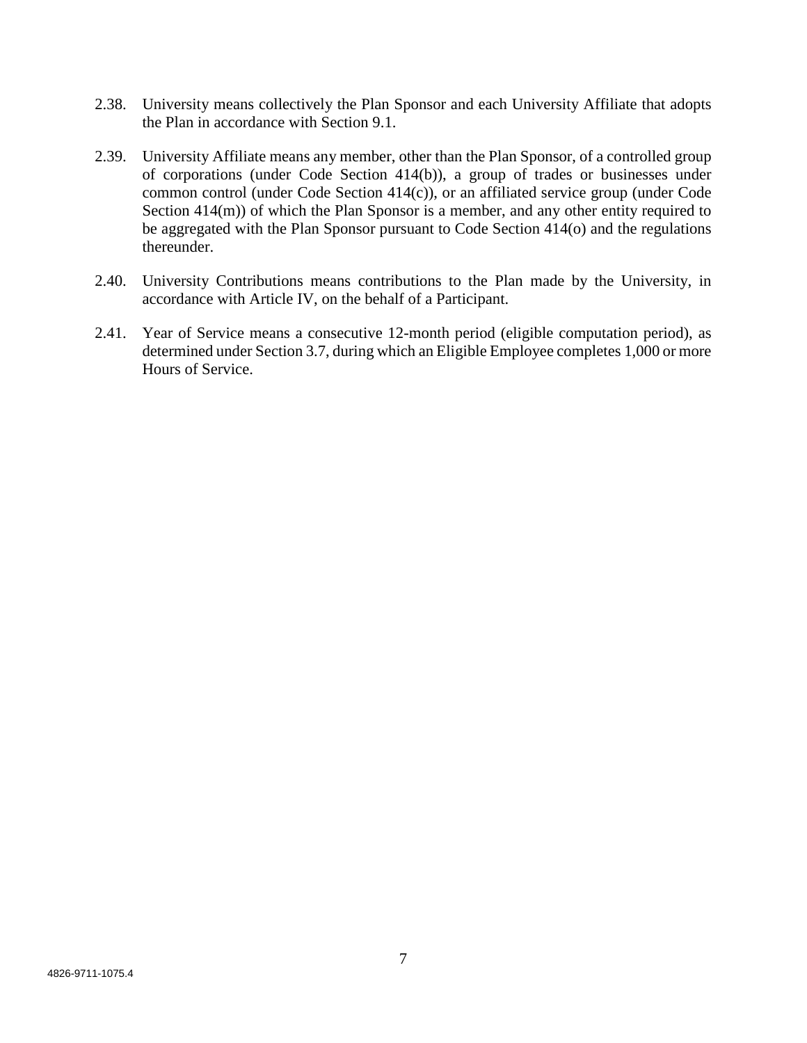2.38. University means collectively the Plan Sponsor and each University Affiliate that adopts the Plan in accordance with Section 9.1.

2.39. University Affiliate means any member, other than the Plan Sponsor, of a controlled group of corporations (under Code Section 414(b)), a group of trades or businesses under common control (under Code Section 414(c)), or an affiliated service group (under Code Section 414(m)) of which the Plan Sponsor is a member, and any other entity required to be aggregated with the Plan Sponsor pursuant to Code Section 414(o) and the regulations thereunder.

2.40. University Contributions means contributions to the Plan made by the University, in accordance with Article IV, on the behalf of a Participant.

2.41. Year of Service means a consecutive 12-month period (eligible computation period), as determined under Section 3.7, during which an Eligible Employee completes 1,000 or more Hours of Service.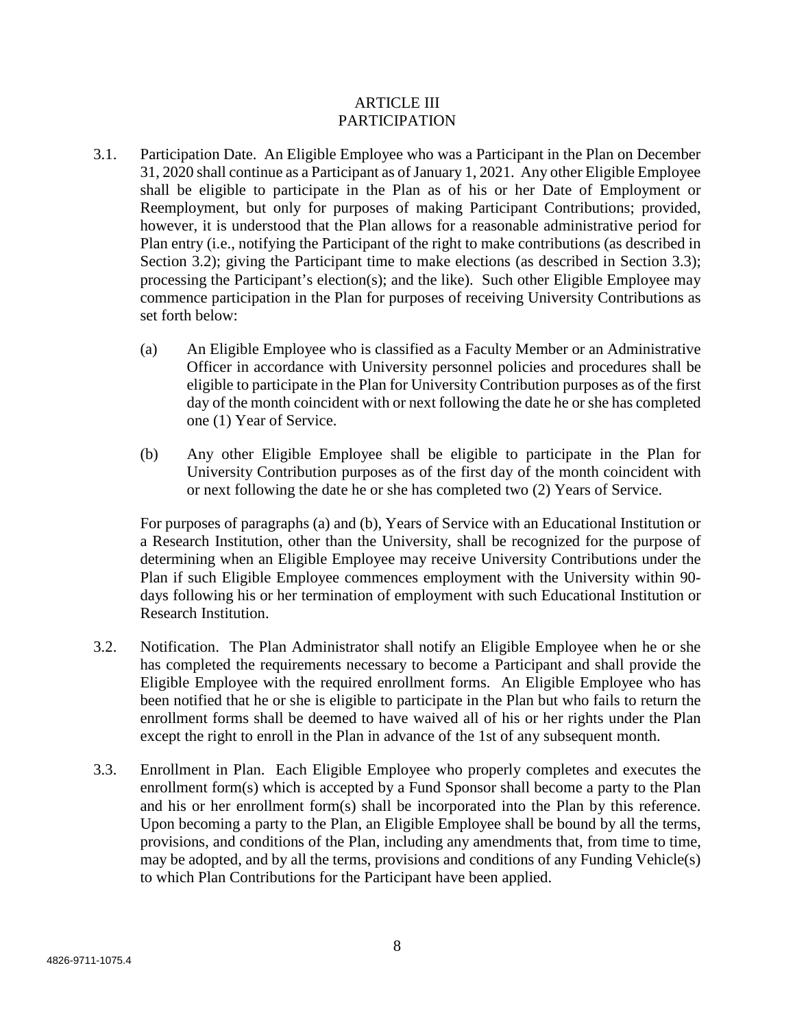# ARTICLE III
# PARTICIPATION

3.1. Participation Date. An Eligible Employee who was a Participant in the Plan on December 31, 2020 shall continue as a Participant as of January 1, 2021. Any other Eligible Employee shall be eligible to participate in the Plan as of his or her Date of Employment or Reemployment, but only for purposes of making Participant Contributions; provided, however, it is understood that the Plan allows for a reasonable administrative period for Plan entry (i.e., notifying the Participant of the right to make contributions (as described in Section 3.2); giving the Participant time to make elections (as described in Section 3.3); processing the Participant's election(s); and the like). Such other Eligible Employee may commence participation in the Plan for purposes of receiving University Contributions as set forth below:

(a) An Eligible Employee who is classified as a Faculty Member or an Administrative Officer in accordance with University personnel policies and procedures shall be eligible to participate in the Plan for University Contribution purposes as of the first day of the month coincident with or next following the date he or she has completed one (1) Year of Service.

(b) Any other Eligible Employee shall be eligible to participate in the Plan for University Contribution purposes as of the first day of the month coincident with or next following the date he or she has completed two (2) Years of Service.

For purposes of paragraphs (a) and (b), Years of Service with an Educational Institution or a Research Institution, other than the University, shall be recognized for the purpose of determining when an Eligible Employee may receive University Contributions under the Plan if such Eligible Employee commences employment with the University within 90-days following his or her termination of employment with such Educational Institution or Research Institution.

3.2. Notification. The Plan Administrator shall notify an Eligible Employee when he or she has completed the requirements necessary to become a Participant and shall provide the Eligible Employee with the required enrollment forms. An Eligible Employee who has been notified that he or she is eligible to participate in the Plan but who fails to return the enrollment forms shall be deemed to have waived all of his or her rights under the Plan except the right to enroll in the Plan in advance of the 1st of any subsequent month.

3.3. Enrollment in Plan. Each Eligible Employee who properly completes and executes the enrollment form(s) which is accepted by a Fund Sponsor shall become a party to the Plan and his or her enrollment form(s) shall be incorporated into the Plan by this reference. Upon becoming a party to the Plan, an Eligible Employee shall be bound by all the terms, provisions, and conditions of the Plan, including any amendments that, from time to time, may be adopted, and by all the terms, provisions and conditions of any Funding Vehicle(s) to which Plan Contributions for the Participant have been applied.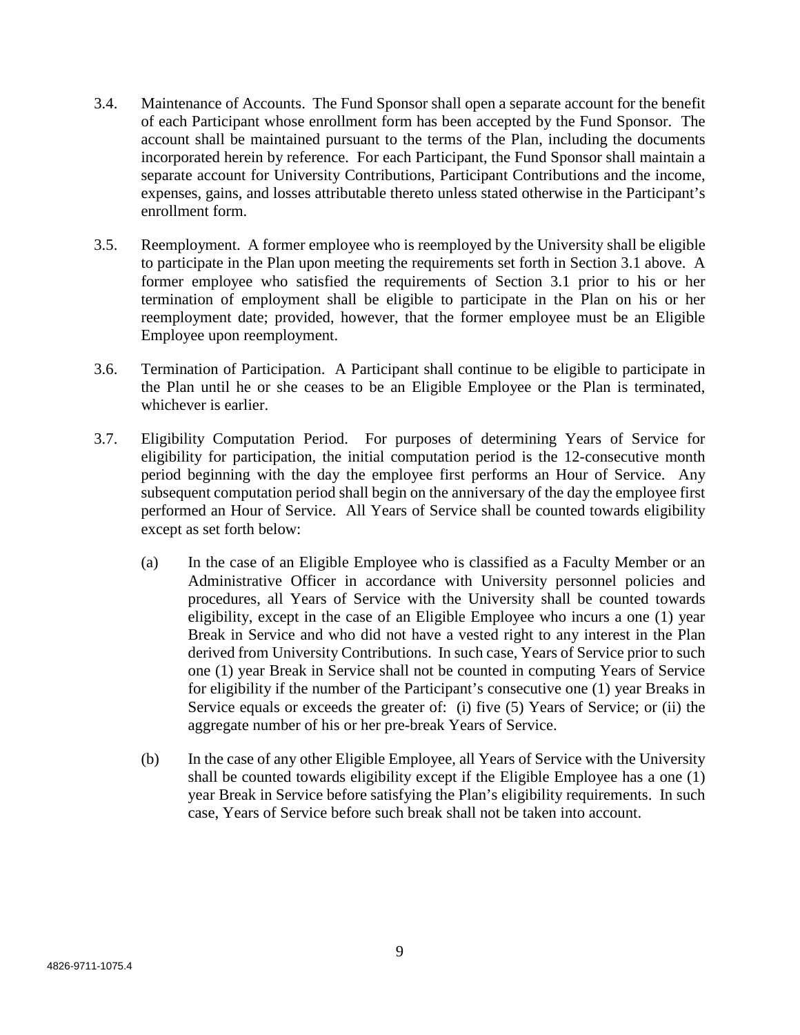3.4. Maintenance of Accounts. The Fund Sponsor shall open a separate account for the benefit of each Participant whose enrollment form has been accepted by the Fund Sponsor. The account shall be maintained pursuant to the terms of the Plan, including the documents incorporated herein by reference. For each Participant, the Fund Sponsor shall maintain a separate account for University Contributions, Participant Contributions and the income, expenses, gains, and losses attributable thereto unless stated otherwise in the Participant's enrollment form.

3.5. Reemployment. A former employee who is reemployed by the University shall be eligible to participate in the Plan upon meeting the requirements set forth in Section 3.1 above. A former employee who satisfied the requirements of Section 3.1 prior to his or her termination of employment shall be eligible to participate in the Plan on his or her reemployment date; provided, however, that the former employee must be an Eligible Employee upon reemployment.

3.6. Termination of Participation. A Participant shall continue to be eligible to participate in the Plan until he or she ceases to be an Eligible Employee or the Plan is terminated, whichever is earlier.

3.7. Eligibility Computation Period. For purposes of determining Years of Service for eligibility for participation, the initial computation period is the 12-consecutive month period beginning with the day the employee first performs an Hour of Service. Any subsequent computation period shall begin on the anniversary of the day the employee first performed an Hour of Service. All Years of Service shall be counted towards eligibility except as set forth below:

(a) In the case of an Eligible Employee who is classified as a Faculty Member or an Administrative Officer in accordance with University personnel policies and procedures, all Years of Service with the University shall be counted towards eligibility, except in the case of an Eligible Employee who incurs a one (1) year Break in Service and who did not have a vested right to any interest in the Plan derived from University Contributions. In such case, Years of Service prior to such one (1) year Break in Service shall not be counted in computing Years of Service for eligibility if the number of the Participant's consecutive one (1) year Breaks in Service equals or exceeds the greater of: (i) five (5) Years of Service; or (ii) the aggregate number of his or her pre-break Years of Service.

(b) In the case of any other Eligible Employee, all Years of Service with the University shall be counted towards eligibility except if the Eligible Employee has a one (1) year Break in Service before satisfying the Plan's eligibility requirements. In such case, Years of Service before such break shall not be taken into account.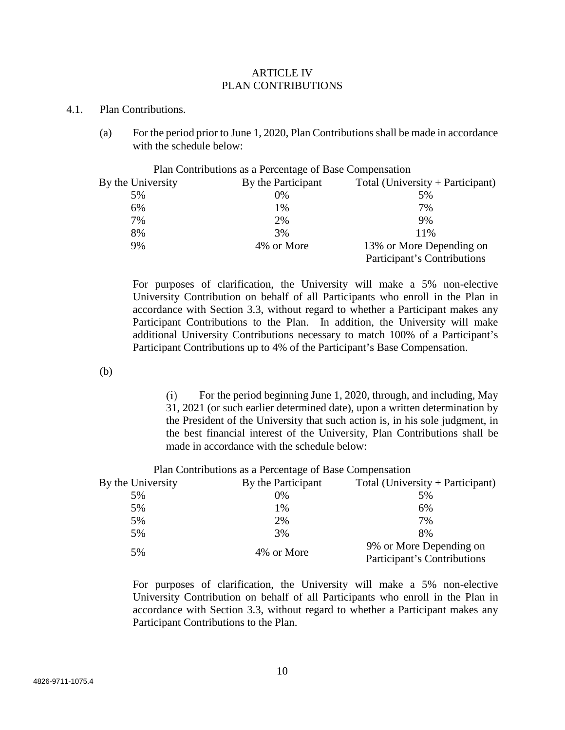# ARTICLE IV
# PLAN CONTRIBUTIONS

4.1. Plan Contributions.

(a) For the period prior to June 1, 2020, Plan Contributions shall be made in accordance with the schedule below:

| Plan Contributions as a Percentage of Base Compensation | | |
|---|---|---|
| By the University | By the Participant | Total (University + Participant) |
| 5% | 0% | 5% |
| 6% | 1% | 7% |
| 7% | 2% | 9% |
| 8% | 3% | 11% |
| 9% | 4% or More | 13% or More Depending on Participant's Contributions |

For purposes of clarification, the University will make a 5% non-elective University Contribution on behalf of all Participants who enroll in the Plan in accordance with Section 3.3, without regard to whether a Participant makes any Participant Contributions to the Plan. In addition, the University will make additional University Contributions necessary to match 100% of a Participant's Participant Contributions up to 4% of the Participant's Base Compensation.

(b)

(i) For the period beginning June 1, 2020, through, and including, May 31, 2021 (or such earlier determined date), upon a written determination by the President of the University that such action is, in his sole judgment, in the best financial interest of the University, Plan Contributions shall be made in accordance with the schedule below:

| Plan Contributions as a Percentage of Base Compensation | | |
|---|---|---|
| By the University | By the Participant | Total (University + Participant) |
| 5% | 0% | 5% |
| 5% | 1% | 6% |
| 5% | 2% | 7% |
| 5% | 3% | 8% |
| 5% | 4% or More | 9% or More Depending on Participant's Contributions |

For purposes of clarification, the University will make a 5% non-elective University Contribution on behalf of all Participants who enroll in the Plan in accordance with Section 3.3, without regard to whether a Participant makes any Participant Contributions to the Plan.

4826-9711-1075.4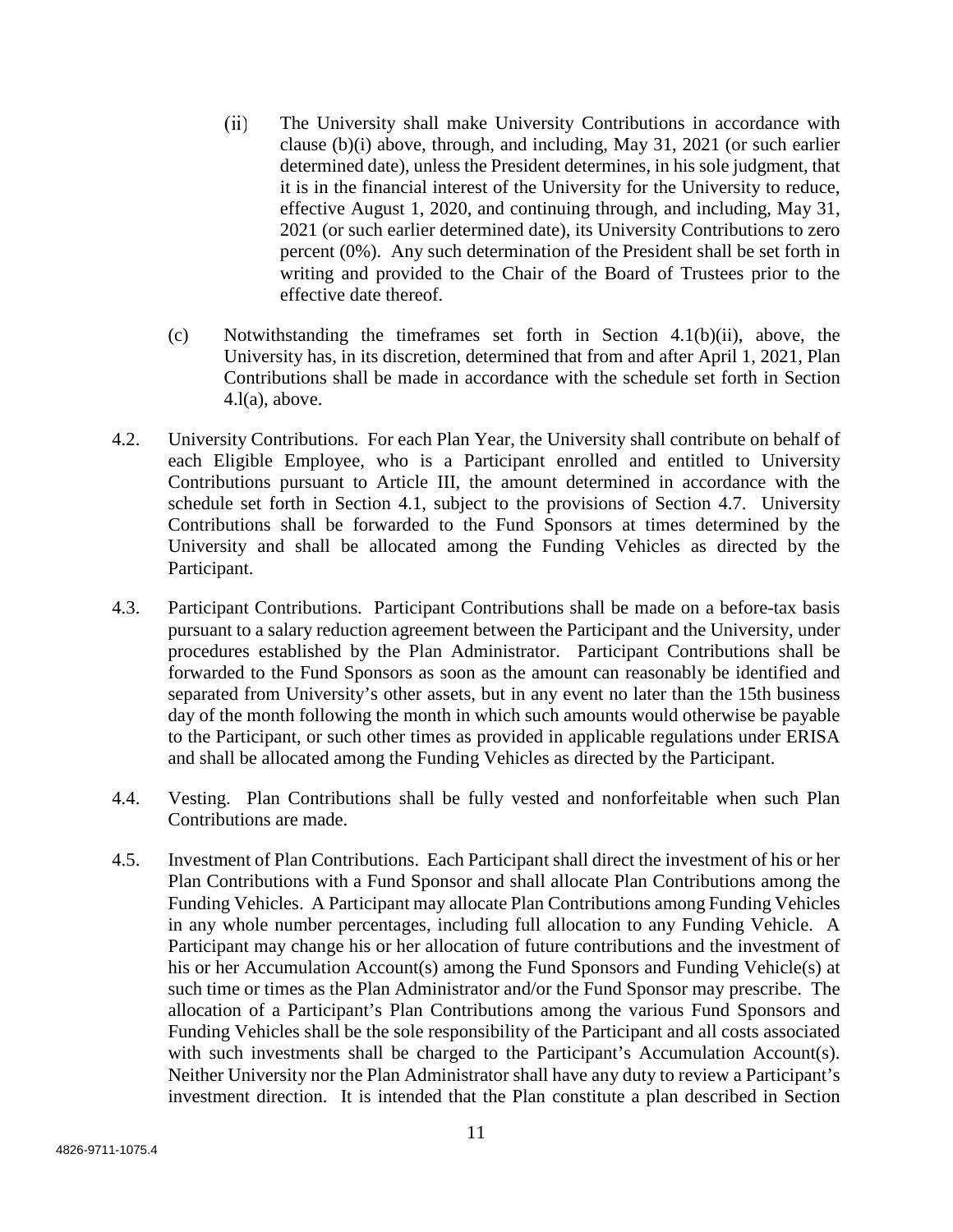(ii) The University shall make University Contributions in accordance with clause (b)(i) above, through, and including, May 31, 2021 (or such earlier determined date), unless the President determines, in his sole judgment, that it is in the financial interest of the University for the University to reduce, effective August 1, 2020, and continuing through, and including, May 31, 2021 (or such earlier determined date), its University Contributions to zero percent (0%). Any such determination of the President shall be set forth in writing and provided to the Chair of the Board of Trustees prior to the effective date thereof.

(c) Notwithstanding the timeframes set forth in Section 4.1(b)(ii), above, the University has, in its discretion, determined that from and after April 1, 2021, Plan Contributions shall be made in accordance with the schedule set forth in Section 4.l(a), above.

4.2. University Contributions. For each Plan Year, the University shall contribute on behalf of each Eligible Employee, who is a Participant enrolled and entitled to University Contributions pursuant to Article III, the amount determined in accordance with the schedule set forth in Section 4.1, subject to the provisions of Section 4.7. University Contributions shall be forwarded to the Fund Sponsors at times determined by the University and shall be allocated among the Funding Vehicles as directed by the Participant.

4.3. Participant Contributions. Participant Contributions shall be made on a before-tax basis pursuant to a salary reduction agreement between the Participant and the University, under procedures established by the Plan Administrator. Participant Contributions shall be forwarded to the Fund Sponsors as soon as the amount can reasonably be identified and separated from University's other assets, but in any event no later than the 15th business day of the month following the month in which such amounts would otherwise be payable to the Participant, or such other times as provided in applicable regulations under ERISA and shall be allocated among the Funding Vehicles as directed by the Participant.

4.4. Vesting. Plan Contributions shall be fully vested and nonforfeitable when such Plan Contributions are made.

4.5. Investment of Plan Contributions. Each Participant shall direct the investment of his or her Plan Contributions with a Fund Sponsor and shall allocate Plan Contributions among the Funding Vehicles. A Participant may allocate Plan Contributions among Funding Vehicles in any whole number percentages, including full allocation to any Funding Vehicle. A Participant may change his or her allocation of future contributions and the investment of his or her Accumulation Account(s) among the Fund Sponsors and Funding Vehicle(s) at such time or times as the Plan Administrator and/or the Fund Sponsor may prescribe. The allocation of a Participant's Plan Contributions among the various Fund Sponsors and Funding Vehicles shall be the sole responsibility of the Participant and all costs associated with such investments shall be charged to the Participant's Accumulation Account(s). Neither University nor the Plan Administrator shall have any duty to review a Participant's investment direction. It is intended that the Plan constitute a plan described in Section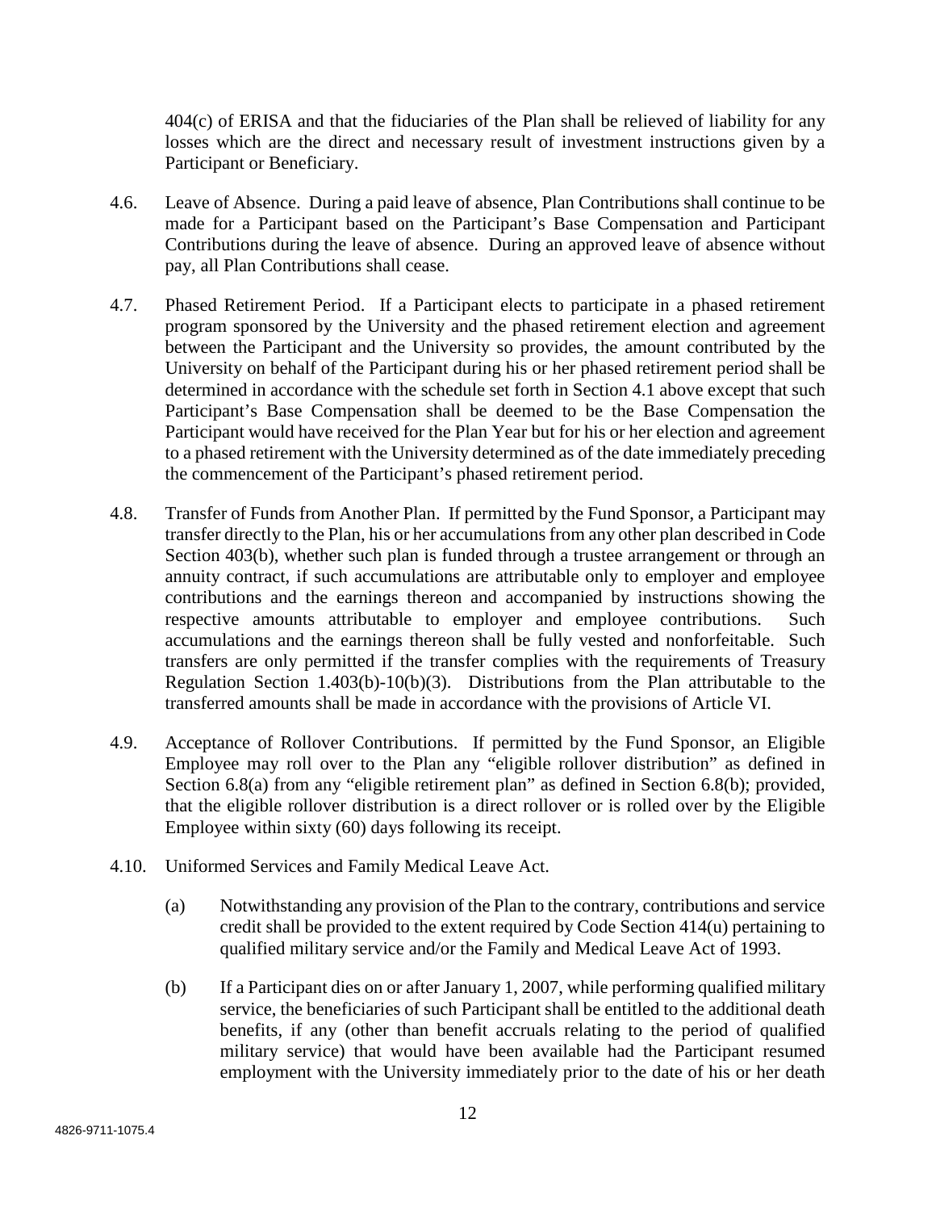404(c) of ERISA and that the fiduciaries of the Plan shall be relieved of liability for any losses which are the direct and necessary result of investment instructions given by a Participant or Beneficiary.

4.6. Leave of Absence. During a paid leave of absence, Plan Contributions shall continue to be made for a Participant based on the Participant's Base Compensation and Participant Contributions during the leave of absence. During an approved leave of absence without pay, all Plan Contributions shall cease.

4.7. Phased Retirement Period. If a Participant elects to participate in a phased retirement program sponsored by the University and the phased retirement election and agreement between the Participant and the University so provides, the amount contributed by the University on behalf of the Participant during his or her phased retirement period shall be determined in accordance with the schedule set forth in Section 4.1 above except that such Participant's Base Compensation shall be deemed to be the Base Compensation the Participant would have received for the Plan Year but for his or her election and agreement to a phased retirement with the University determined as of the date immediately preceding the commencement of the Participant's phased retirement period.

4.8. Transfer of Funds from Another Plan. If permitted by the Fund Sponsor, a Participant may transfer directly to the Plan, his or her accumulations from any other plan described in Code Section 403(b), whether such plan is funded through a trustee arrangement or through an annuity contract, if such accumulations are attributable only to employer and employee contributions and the earnings thereon and accompanied by instructions showing the respective amounts attributable to employer and employee contributions. Such accumulations and the earnings thereon shall be fully vested and nonforfeitable. Such transfers are only permitted if the transfer complies with the requirements of Treasury Regulation Section 1.403(b)-10(b)(3). Distributions from the Plan attributable to the transferred amounts shall be made in accordance with the provisions of Article VI.

4.9. Acceptance of Rollover Contributions. If permitted by the Fund Sponsor, an Eligible Employee may roll over to the Plan any "eligible rollover distribution" as defined in Section 6.8(a) from any "eligible retirement plan" as defined in Section 6.8(b); provided, that the eligible rollover distribution is a direct rollover or is rolled over by the Eligible Employee within sixty (60) days following its receipt.

4.10. Uniformed Services and Family Medical Leave Act.

(a) Notwithstanding any provision of the Plan to the contrary, contributions and service credit shall be provided to the extent required by Code Section 414(u) pertaining to qualified military service and/or the Family and Medical Leave Act of 1993.

(b) If a Participant dies on or after January 1, 2007, while performing qualified military service, the beneficiaries of such Participant shall be entitled to the additional death benefits, if any (other than benefit accruals relating to the period of qualified military service) that would have been available had the Participant resumed employment with the University immediately prior to the date of his or her death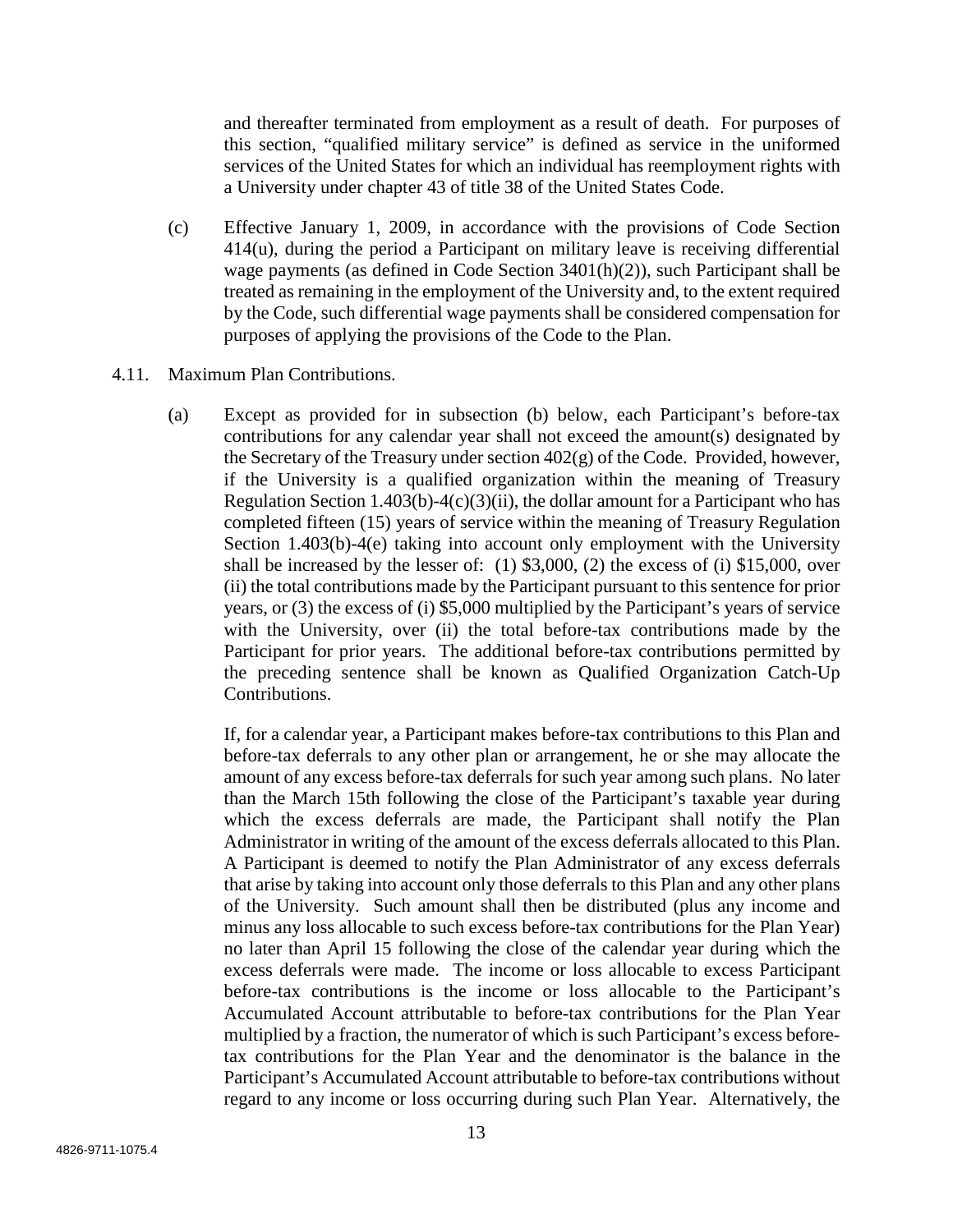and thereafter terminated from employment as a result of death. For purposes of this section, "qualified military service" is defined as service in the uniformed services of the United States for which an individual has reemployment rights with a University under chapter 43 of title 38 of the United States Code.

(c) Effective January 1, 2009, in accordance with the provisions of Code Section 414(u), during the period a Participant on military leave is receiving differential wage payments (as defined in Code Section 3401(h)(2)), such Participant shall be treated as remaining in the employment of the University and, to the extent required by the Code, such differential wage payments shall be considered compensation for purposes of applying the provisions of the Code to the Plan.

4.11. Maximum Plan Contributions.

(a) Except as provided for in subsection (b) below, each Participant's before-tax contributions for any calendar year shall not exceed the amount(s) designated by the Secretary of the Treasury under section 402(g) of the Code. Provided, however, if the University is a qualified organization within the meaning of Treasury Regulation Section 1.403(b)-4(c)(3)(ii), the dollar amount for a Participant who has completed fifteen (15) years of service within the meaning of Treasury Regulation Section 1.403(b)-4(e) taking into account only employment with the University shall be increased by the lesser of: (1) $3,000, (2) the excess of (i) $15,000, over (ii) the total contributions made by the Participant pursuant to this sentence for prior years, or (3) the excess of (i) $5,000 multiplied by the Participant's years of service with the University, over (ii) the total before-tax contributions made by the Participant for prior years. The additional before-tax contributions permitted by the preceding sentence shall be known as Qualified Organization Catch-Up Contributions.

If, for a calendar year, a Participant makes before-tax contributions to this Plan and before-tax deferrals to any other plan or arrangement, he or she may allocate the amount of any excess before-tax deferrals for such year among such plans. No later than the March 15th following the close of the Participant's taxable year during which the excess deferrals are made, the Participant shall notify the Plan Administrator in writing of the amount of the excess deferrals allocated to this Plan. A Participant is deemed to notify the Plan Administrator of any excess deferrals that arise by taking into account only those deferrals to this Plan and any other plans of the University. Such amount shall then be distributed (plus any income and minus any loss allocable to such excess before-tax contributions for the Plan Year) no later than April 15 following the close of the calendar year during which the excess deferrals were made. The income or loss allocable to excess Participant before-tax contributions is the income or loss allocable to the Participant's Accumulated Account attributable to before-tax contributions for the Plan Year multiplied by a fraction, the numerator of which is such Participant's excess before-tax contributions for the Plan Year and the denominator is the balance in the Participant's Accumulated Account attributable to before-tax contributions without regard to any income or loss occurring during such Plan Year. Alternatively, the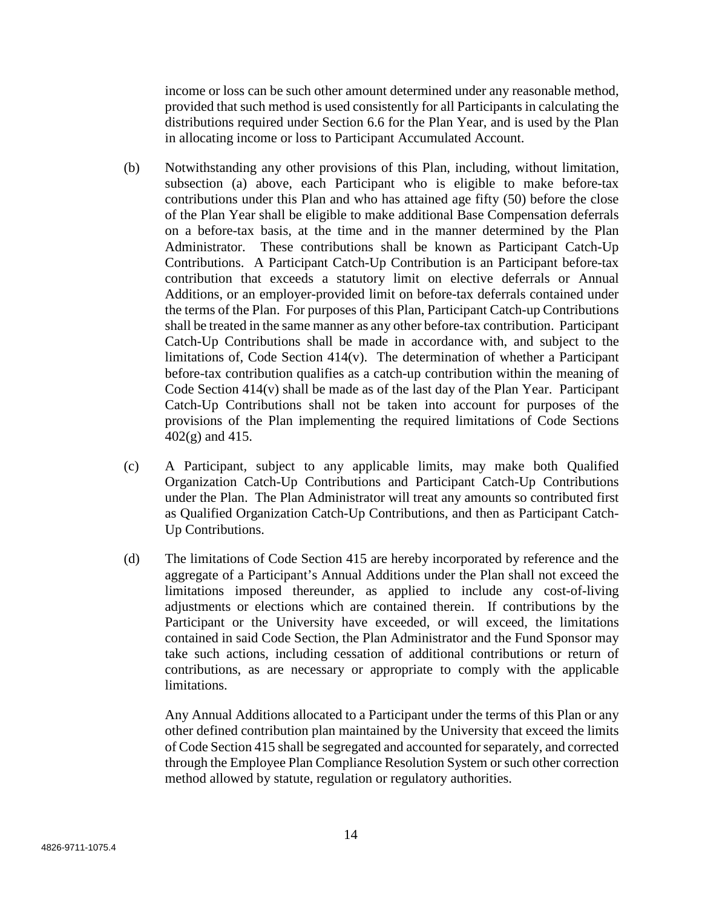income or loss can be such other amount determined under any reasonable method, provided that such method is used consistently for all Participants in calculating the distributions required under Section 6.6 for the Plan Year, and is used by the Plan in allocating income or loss to Participant Accumulated Account.

(b) Notwithstanding any other provisions of this Plan, including, without limitation, subsection (a) above, each Participant who is eligible to make before-tax contributions under this Plan and who has attained age fifty (50) before the close of the Plan Year shall be eligible to make additional Base Compensation deferrals on a before-tax basis, at the time and in the manner determined by the Plan Administrator. These contributions shall be known as Participant Catch-Up Contributions. A Participant Catch-Up Contribution is an Participant before-tax contribution that exceeds a statutory limit on elective deferrals or Annual Additions, or an employer-provided limit on before-tax deferrals contained under the terms of the Plan. For purposes of this Plan, Participant Catch-up Contributions shall be treated in the same manner as any other before-tax contribution. Participant Catch-Up Contributions shall be made in accordance with, and subject to the limitations of, Code Section 414(v). The determination of whether a Participant before-tax contribution qualifies as a catch-up contribution within the meaning of Code Section 414(v) shall be made as of the last day of the Plan Year. Participant Catch-Up Contributions shall not be taken into account for purposes of the provisions of the Plan implementing the required limitations of Code Sections 402(g) and 415.

(c) A Participant, subject to any applicable limits, may make both Qualified Organization Catch-Up Contributions and Participant Catch-Up Contributions under the Plan. The Plan Administrator will treat any amounts so contributed first as Qualified Organization Catch-Up Contributions, and then as Participant Catch-Up Contributions.

(d) The limitations of Code Section 415 are hereby incorporated by reference and the aggregate of a Participant's Annual Additions under the Plan shall not exceed the limitations imposed thereunder, as applied to include any cost-of-living adjustments or elections which are contained therein. If contributions by the Participant or the University have exceeded, or will exceed, the limitations contained in said Code Section, the Plan Administrator and the Fund Sponsor may take such actions, including cessation of additional contributions or return of contributions, as are necessary or appropriate to comply with the applicable limitations.

Any Annual Additions allocated to a Participant under the terms of this Plan or any other defined contribution plan maintained by the University that exceed the limits of Code Section 415 shall be segregated and accounted for separately, and corrected through the Employee Plan Compliance Resolution System or such other correction method allowed by statute, regulation or regulatory authorities.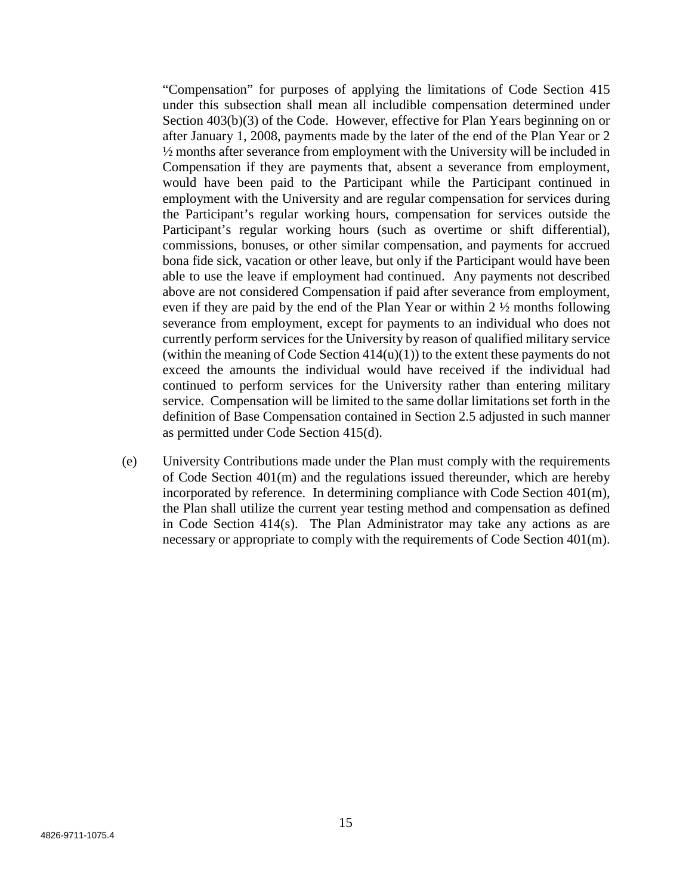"Compensation" for purposes of applying the limitations of Code Section 415 under this subsection shall mean all includible compensation determined under Section 403(b)(3) of the Code. However, effective for Plan Years beginning on or after January 1, 2008, payments made by the later of the end of the Plan Year or 2 ½ months after severance from employment with the University will be included in Compensation if they are payments that, absent a severance from employment, would have been paid to the Participant while the Participant continued in employment with the University and are regular compensation for services during the Participant's regular working hours, compensation for services outside the Participant's regular working hours (such as overtime or shift differential), commissions, bonuses, or other similar compensation, and payments for accrued bona fide sick, vacation or other leave, but only if the Participant would have been able to use the leave if employment had continued. Any payments not described above are not considered Compensation if paid after severance from employment, even if they are paid by the end of the Plan Year or within 2 ½ months following severance from employment, except for payments to an individual who does not currently perform services for the University by reason of qualified military service (within the meaning of Code Section 414(u)(1)) to the extent these payments do not exceed the amounts the individual would have received if the individual had continued to perform services for the University rather than entering military service. Compensation will be limited to the same dollar limitations set forth in the definition of Base Compensation contained in Section 2.5 adjusted in such manner as permitted under Code Section 415(d).

(e) University Contributions made under the Plan must comply with the requirements of Code Section 401(m) and the regulations issued thereunder, which are hereby incorporated by reference. In determining compliance with Code Section 401(m), the Plan shall utilize the current year testing method and compensation as defined in Code Section 414(s). The Plan Administrator may take any actions as are necessary or appropriate to comply with the requirements of Code Section 401(m).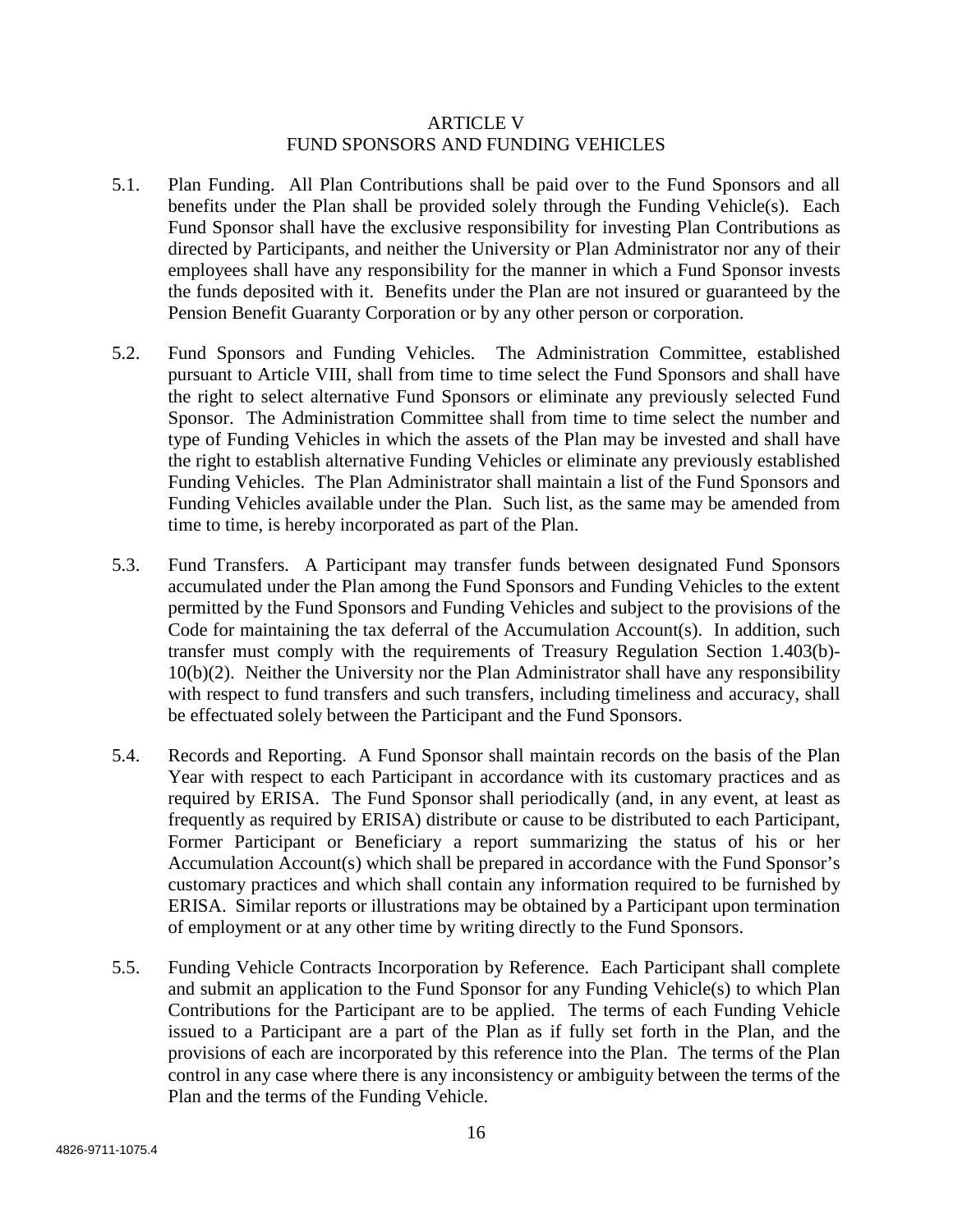## ARTICLE V
## FUND SPONSORS AND FUNDING VEHICLES

5.1. Plan Funding. All Plan Contributions shall be paid over to the Fund Sponsors and all benefits under the Plan shall be provided solely through the Funding Vehicle(s). Each Fund Sponsor shall have the exclusive responsibility for investing Plan Contributions as directed by Participants, and neither the University or Plan Administrator nor any of their employees shall have any responsibility for the manner in which a Fund Sponsor invests the funds deposited with it. Benefits under the Plan are not insured or guaranteed by the Pension Benefit Guaranty Corporation or by any other person or corporation.

5.2. Fund Sponsors and Funding Vehicles. The Administration Committee, established pursuant to Article VIII, shall from time to time select the Fund Sponsors and shall have the right to select alternative Fund Sponsors or eliminate any previously selected Fund Sponsor. The Administration Committee shall from time to time select the number and type of Funding Vehicles in which the assets of the Plan may be invested and shall have the right to establish alternative Funding Vehicles or eliminate any previously established Funding Vehicles. The Plan Administrator shall maintain a list of the Fund Sponsors and Funding Vehicles available under the Plan. Such list, as the same may be amended from time to time, is hereby incorporated as part of the Plan.

5.3. Fund Transfers. A Participant may transfer funds between designated Fund Sponsors accumulated under the Plan among the Fund Sponsors and Funding Vehicles to the extent permitted by the Fund Sponsors and Funding Vehicles and subject to the provisions of the Code for maintaining the tax deferral of the Accumulation Account(s). In addition, such transfer must comply with the requirements of Treasury Regulation Section 1.403(b)-10(b)(2). Neither the University nor the Plan Administrator shall have any responsibility with respect to fund transfers and such transfers, including timeliness and accuracy, shall be effectuated solely between the Participant and the Fund Sponsors.

5.4. Records and Reporting. A Fund Sponsor shall maintain records on the basis of the Plan Year with respect to each Participant in accordance with its customary practices and as required by ERISA. The Fund Sponsor shall periodically (and, in any event, at least as frequently as required by ERISA) distribute or cause to be distributed to each Participant, Former Participant or Beneficiary a report summarizing the status of his or her Accumulation Account(s) which shall be prepared in accordance with the Fund Sponsor's customary practices and which shall contain any information required to be furnished by ERISA. Similar reports or illustrations may be obtained by a Participant upon termination of employment or at any other time by writing directly to the Fund Sponsors.

5.5. Funding Vehicle Contracts Incorporation by Reference. Each Participant shall complete and submit an application to the Fund Sponsor for any Funding Vehicle(s) to which Plan Contributions for the Participant are to be applied. The terms of each Funding Vehicle issued to a Participant are a part of the Plan as if fully set forth in the Plan, and the provisions of each are incorporated by this reference into the Plan. The terms of the Plan control in any case where there is any inconsistency or ambiguity between the terms of the Plan and the terms of the Funding Vehicle.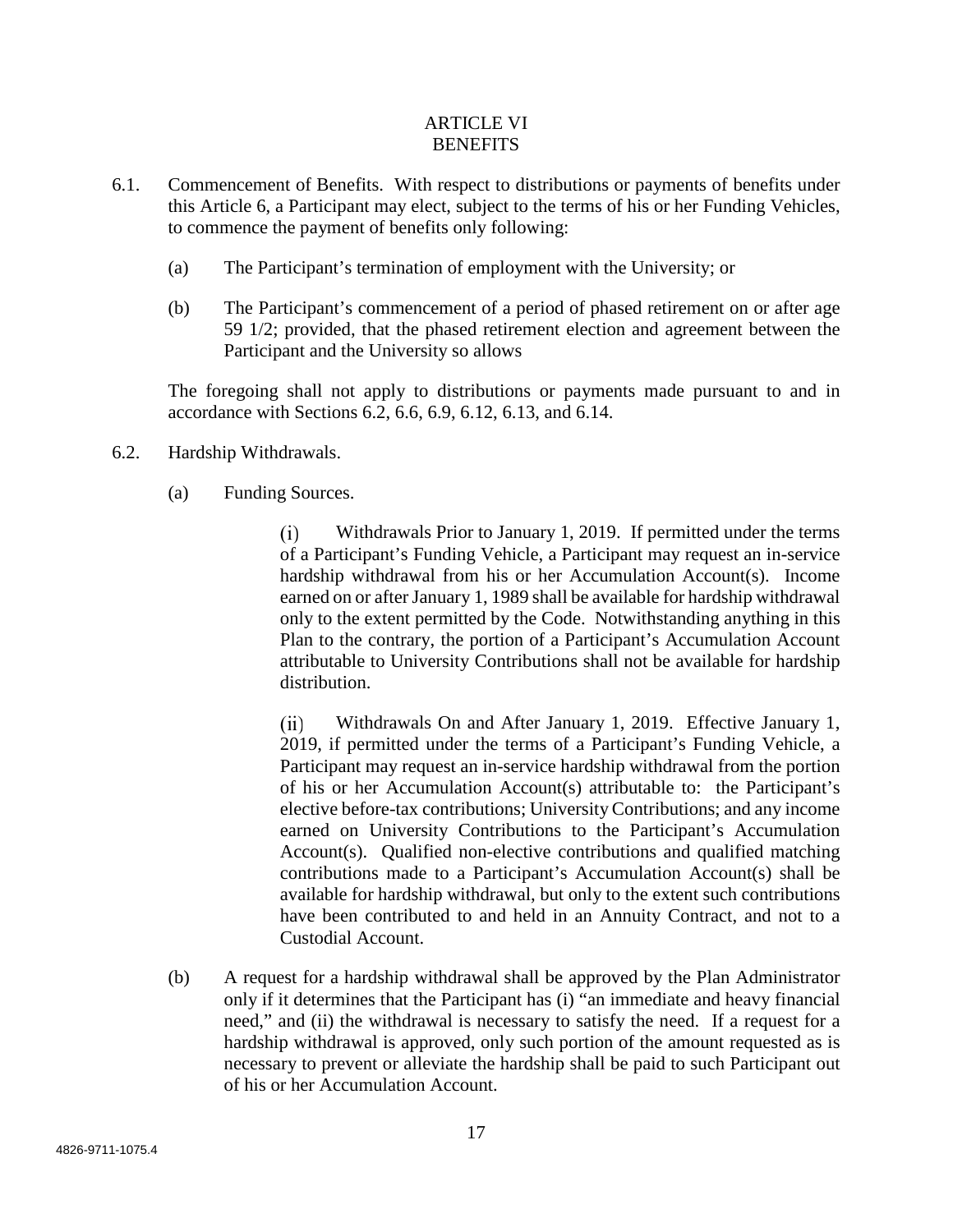# ARTICLE VI
# BENEFITS

6.1. Commencement of Benefits. With respect to distributions or payments of benefits under this Article 6, a Participant may elect, subject to the terms of his or her Funding Vehicles, to commence the payment of benefits only following:

(a) The Participant's termination of employment with the University; or

(b) The Participant's commencement of a period of phased retirement on or after age 59 1/2; provided, that the phased retirement election and agreement between the Participant and the University so allows

The foregoing shall not apply to distributions or payments made pursuant to and in accordance with Sections 6.2, 6.6, 6.9, 6.12, 6.13, and 6.14.

6.2. Hardship Withdrawals.

(a) Funding Sources.

(i) Withdrawals Prior to January 1, 2019. If permitted under the terms of a Participant's Funding Vehicle, a Participant may request an in-service hardship withdrawal from his or her Accumulation Account(s). Income earned on or after January 1, 1989 shall be available for hardship withdrawal only to the extent permitted by the Code. Notwithstanding anything in this Plan to the contrary, the portion of a Participant's Accumulation Account attributable to University Contributions shall not be available for hardship distribution.

(ii) Withdrawals On and After January 1, 2019. Effective January 1, 2019, if permitted under the terms of a Participant's Funding Vehicle, a Participant may request an in-service hardship withdrawal from the portion of his or her Accumulation Account(s) attributable to: the Participant's elective before-tax contributions; University Contributions; and any income earned on University Contributions to the Participant's Accumulation Account(s). Qualified non-elective contributions and qualified matching contributions made to a Participant's Accumulation Account(s) shall be available for hardship withdrawal, but only to the extent such contributions have been contributed to and held in an Annuity Contract, and not to a Custodial Account.

(b) A request for a hardship withdrawal shall be approved by the Plan Administrator only if it determines that the Participant has (i) "an immediate and heavy financial need," and (ii) the withdrawal is necessary to satisfy the need. If a request for a hardship withdrawal is approved, only such portion of the amount requested as is necessary to prevent or alleviate the hardship shall be paid to such Participant out of his or her Accumulation Account.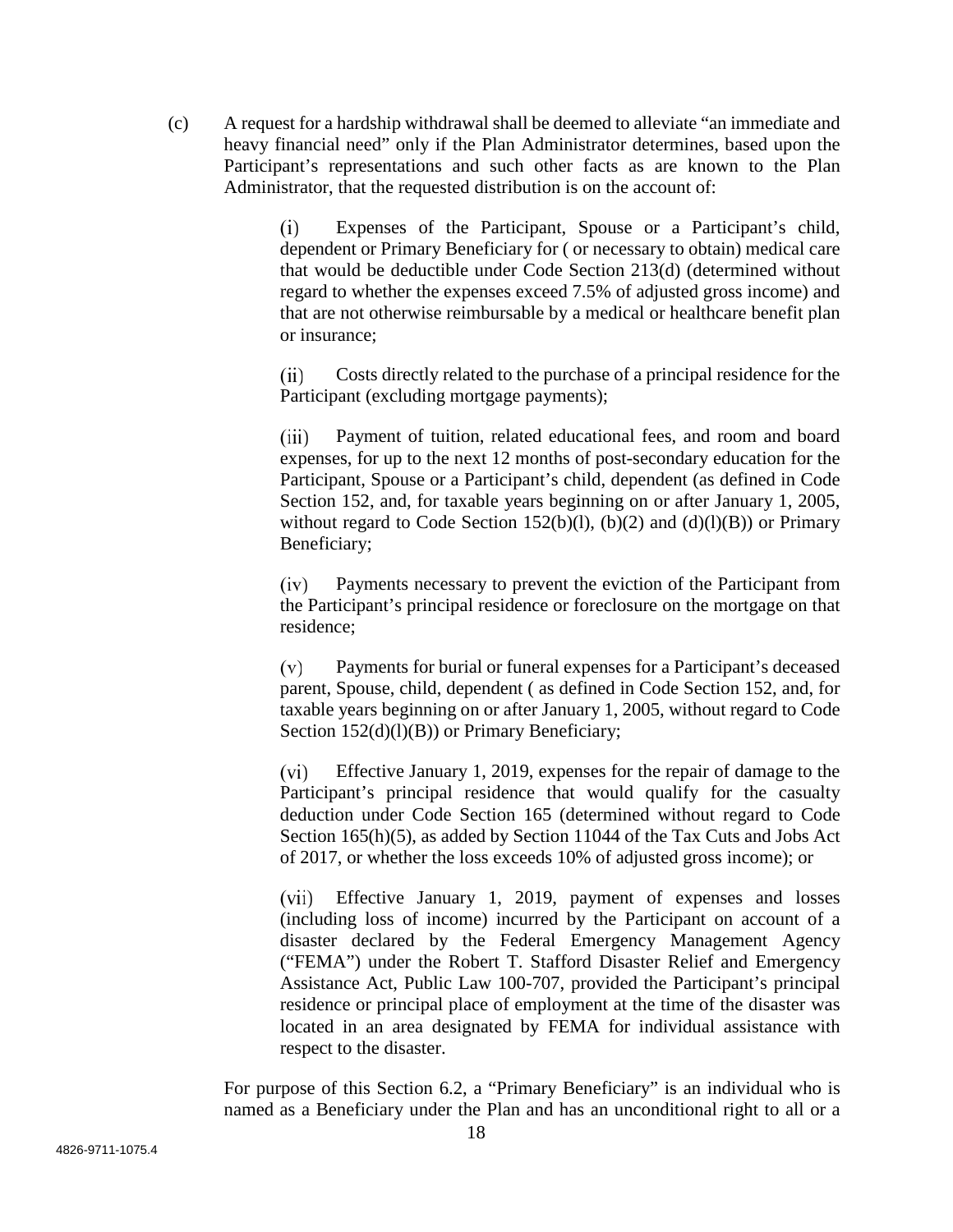(c) A request for a hardship withdrawal shall be deemed to alleviate "an immediate and heavy financial need" only if the Plan Administrator determines, based upon the Participant's representations and such other facts as are known to the Plan Administrator, that the requested distribution is on the account of:

(i) Expenses of the Participant, Spouse or a Participant's child, dependent or Primary Beneficiary for ( or necessary to obtain) medical care that would be deductible under Code Section 213(d) (determined without regard to whether the expenses exceed 7.5% of adjusted gross income) and that are not otherwise reimbursable by a medical or healthcare benefit plan or insurance;

(ii) Costs directly related to the purchase of a principal residence for the Participant (excluding mortgage payments);

(iii) Payment of tuition, related educational fees, and room and board expenses, for up to the next 12 months of post-secondary education for the Participant, Spouse or a Participant's child, dependent (as defined in Code Section 152, and, for taxable years beginning on or after January 1, 2005, without regard to Code Section 152(b)(l), (b)(2) and (d)(l)(B)) or Primary Beneficiary;

(iv) Payments necessary to prevent the eviction of the Participant from the Participant's principal residence or foreclosure on the mortgage on that residence;

(v) Payments for burial or funeral expenses for a Participant's deceased parent, Spouse, child, dependent ( as defined in Code Section 152, and, for taxable years beginning on or after January 1, 2005, without regard to Code Section 152(d)(l)(B)) or Primary Beneficiary;

(vi) Effective January 1, 2019, expenses for the repair of damage to the Participant's principal residence that would qualify for the casualty deduction under Code Section 165 (determined without regard to Code Section 165(h)(5), as added by Section 11044 of the Tax Cuts and Jobs Act of 2017, or whether the loss exceeds 10% of adjusted gross income); or

(vii) Effective January 1, 2019, payment of expenses and losses (including loss of income) incurred by the Participant on account of a disaster declared by the Federal Emergency Management Agency ("FEMA") under the Robert T. Stafford Disaster Relief and Emergency Assistance Act, Public Law 100-707, provided the Participant's principal residence or principal place of employment at the time of the disaster was located in an area designated by FEMA for individual assistance with respect to the disaster.

For purpose of this Section 6.2, a "Primary Beneficiary" is an individual who is named as a Beneficiary under the Plan and has an unconditional right to all or a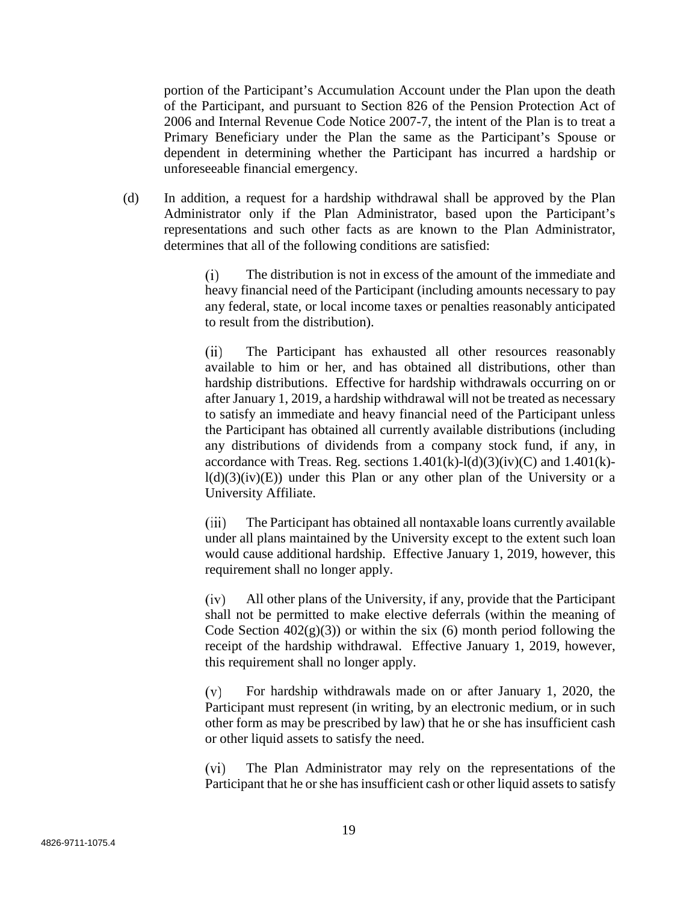portion of the Participant's Accumulation Account under the Plan upon the death of the Participant, and pursuant to Section 826 of the Pension Protection Act of 2006 and Internal Revenue Code Notice 2007-7, the intent of the Plan is to treat a Primary Beneficiary under the Plan the same as the Participant's Spouse or dependent in determining whether the Participant has incurred a hardship or unforeseeable financial emergency.

(d) In addition, a request for a hardship withdrawal shall be approved by the Plan Administrator only if the Plan Administrator, based upon the Participant's representations and such other facts as are known to the Plan Administrator, determines that all of the following conditions are satisfied:

(i) The distribution is not in excess of the amount of the immediate and heavy financial need of the Participant (including amounts necessary to pay any federal, state, or local income taxes or penalties reasonably anticipated to result from the distribution).

(ii) The Participant has exhausted all other resources reasonably available to him or her, and has obtained all distributions, other than hardship distributions. Effective for hardship withdrawals occurring on or after January 1, 2019, a hardship withdrawal will not be treated as necessary to satisfy an immediate and heavy financial need of the Participant unless the Participant has obtained all currently available distributions (including any distributions of dividends from a company stock fund, if any, in accordance with Treas. Reg. sections 1.401(k)-l(d)(3)(iv)(C) and 1.401(k)-l(d)(3)(iv)(E)) under this Plan or any other plan of the University or a University Affiliate.

(iii) The Participant has obtained all nontaxable loans currently available under all plans maintained by the University except to the extent such loan would cause additional hardship. Effective January 1, 2019, however, this requirement shall no longer apply.

(iv) All other plans of the University, if any, provide that the Participant shall not be permitted to make elective deferrals (within the meaning of Code Section 402(g)(3)) or within the six (6) month period following the receipt of the hardship withdrawal. Effective January 1, 2019, however, this requirement shall no longer apply.

(v) For hardship withdrawals made on or after January 1, 2020, the Participant must represent (in writing, by an electronic medium, or in such other form as may be prescribed by law) that he or she has insufficient cash or other liquid assets to satisfy the need.

(vi) The Plan Administrator may rely on the representations of the Participant that he or she has insufficient cash or other liquid assets to satisfy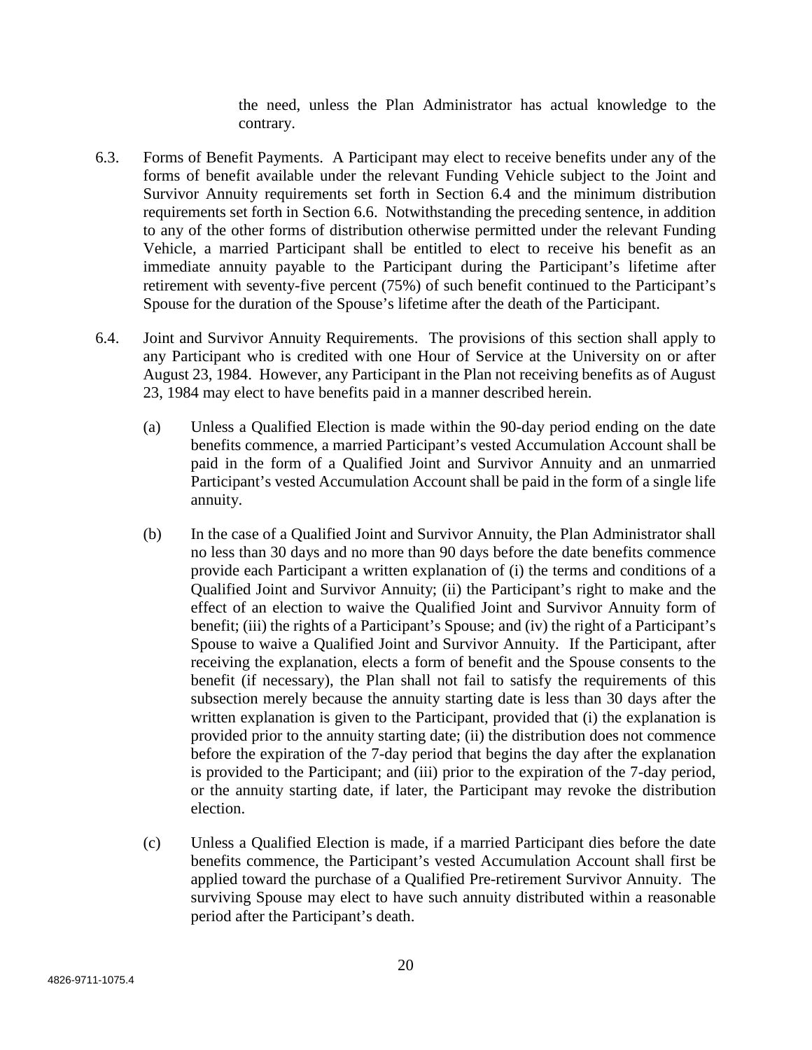the need, unless the Plan Administrator has actual knowledge to the contrary.

6.3. Forms of Benefit Payments. A Participant may elect to receive benefits under any of the forms of benefit available under the relevant Funding Vehicle subject to the Joint and Survivor Annuity requirements set forth in Section 6.4 and the minimum distribution requirements set forth in Section 6.6. Notwithstanding the preceding sentence, in addition to any of the other forms of distribution otherwise permitted under the relevant Funding Vehicle, a married Participant shall be entitled to elect to receive his benefit as an immediate annuity payable to the Participant during the Participant's lifetime after retirement with seventy-five percent (75%) of such benefit continued to the Participant's Spouse for the duration of the Spouse's lifetime after the death of the Participant.

6.4. Joint and Survivor Annuity Requirements. The provisions of this section shall apply to any Participant who is credited with one Hour of Service at the University on or after August 23, 1984. However, any Participant in the Plan not receiving benefits as of August 23, 1984 may elect to have benefits paid in a manner described herein.

(a) Unless a Qualified Election is made within the 90-day period ending on the date benefits commence, a married Participant's vested Accumulation Account shall be paid in the form of a Qualified Joint and Survivor Annuity and an unmarried Participant's vested Accumulation Account shall be paid in the form of a single life annuity.

(b) In the case of a Qualified Joint and Survivor Annuity, the Plan Administrator shall no less than 30 days and no more than 90 days before the date benefits commence provide each Participant a written explanation of (i) the terms and conditions of a Qualified Joint and Survivor Annuity; (ii) the Participant's right to make and the effect of an election to waive the Qualified Joint and Survivor Annuity form of benefit; (iii) the rights of a Participant's Spouse; and (iv) the right of a Participant's Spouse to waive a Qualified Joint and Survivor Annuity. If the Participant, after receiving the explanation, elects a form of benefit and the Spouse consents to the benefit (if necessary), the Plan shall not fail to satisfy the requirements of this subsection merely because the annuity starting date is less than 30 days after the written explanation is given to the Participant, provided that (i) the explanation is provided prior to the annuity starting date; (ii) the distribution does not commence before the expiration of the 7-day period that begins the day after the explanation is provided to the Participant; and (iii) prior to the expiration of the 7-day period, or the annuity starting date, if later, the Participant may revoke the distribution election.

(c) Unless a Qualified Election is made, if a married Participant dies before the date benefits commence, the Participant's vested Accumulation Account shall first be applied toward the purchase of a Qualified Pre-retirement Survivor Annuity. The surviving Spouse may elect to have such annuity distributed within a reasonable period after the Participant's death.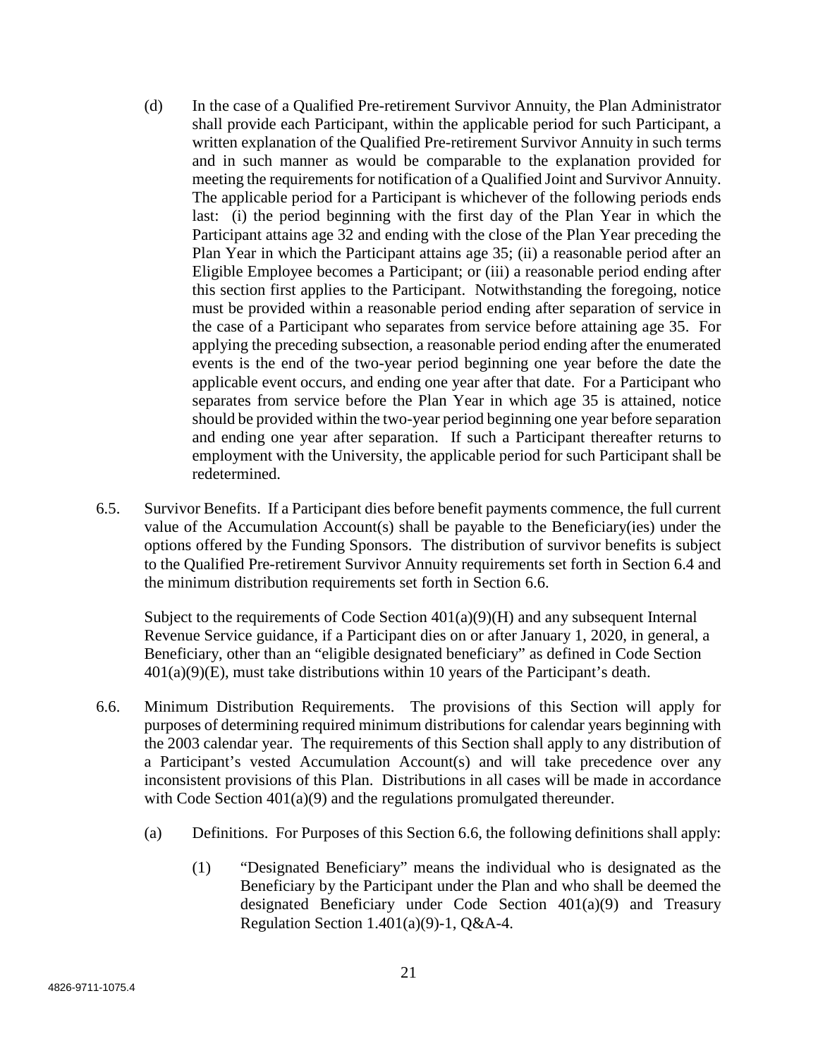(d) In the case of a Qualified Pre-retirement Survivor Annuity, the Plan Administrator shall provide each Participant, within the applicable period for such Participant, a written explanation of the Qualified Pre-retirement Survivor Annuity in such terms and in such manner as would be comparable to the explanation provided for meeting the requirements for notification of a Qualified Joint and Survivor Annuity. The applicable period for a Participant is whichever of the following periods ends last: (i) the period beginning with the first day of the Plan Year in which the Participant attains age 32 and ending with the close of the Plan Year preceding the Plan Year in which the Participant attains age 35; (ii) a reasonable period after an Eligible Employee becomes a Participant; or (iii) a reasonable period ending after this section first applies to the Participant. Notwithstanding the foregoing, notice must be provided within a reasonable period ending after separation of service in the case of a Participant who separates from service before attaining age 35. For applying the preceding subsection, a reasonable period ending after the enumerated events is the end of the two-year period beginning one year before the date the applicable event occurs, and ending one year after that date. For a Participant who separates from service before the Plan Year in which age 35 is attained, notice should be provided within the two-year period beginning one year before separation and ending one year after separation. If such a Participant thereafter returns to employment with the University, the applicable period for such Participant shall be redetermined.

6.5. Survivor Benefits. If a Participant dies before benefit payments commence, the full current value of the Accumulation Account(s) shall be payable to the Beneficiary(ies) under the options offered by the Funding Sponsors. The distribution of survivor benefits is subject to the Qualified Pre-retirement Survivor Annuity requirements set forth in Section 6.4 and the minimum distribution requirements set forth in Section 6.6.

Subject to the requirements of Code Section 401(a)(9)(H) and any subsequent Internal Revenue Service guidance, if a Participant dies on or after January 1, 2020, in general, a Beneficiary, other than an "eligible designated beneficiary" as defined in Code Section 401(a)(9)(E), must take distributions within 10 years of the Participant's death.

6.6. Minimum Distribution Requirements. The provisions of this Section will apply for purposes of determining required minimum distributions for calendar years beginning with the 2003 calendar year. The requirements of this Section shall apply to any distribution of a Participant's vested Accumulation Account(s) and will take precedence over any inconsistent provisions of this Plan. Distributions in all cases will be made in accordance with Code Section 401(a)(9) and the regulations promulgated thereunder.

(a) Definitions. For Purposes of this Section 6.6, the following definitions shall apply:

(1) "Designated Beneficiary" means the individual who is designated as the Beneficiary by the Participant under the Plan and who shall be deemed the designated Beneficiary under Code Section 401(a)(9) and Treasury Regulation Section 1.401(a)(9)-1, Q&A-4.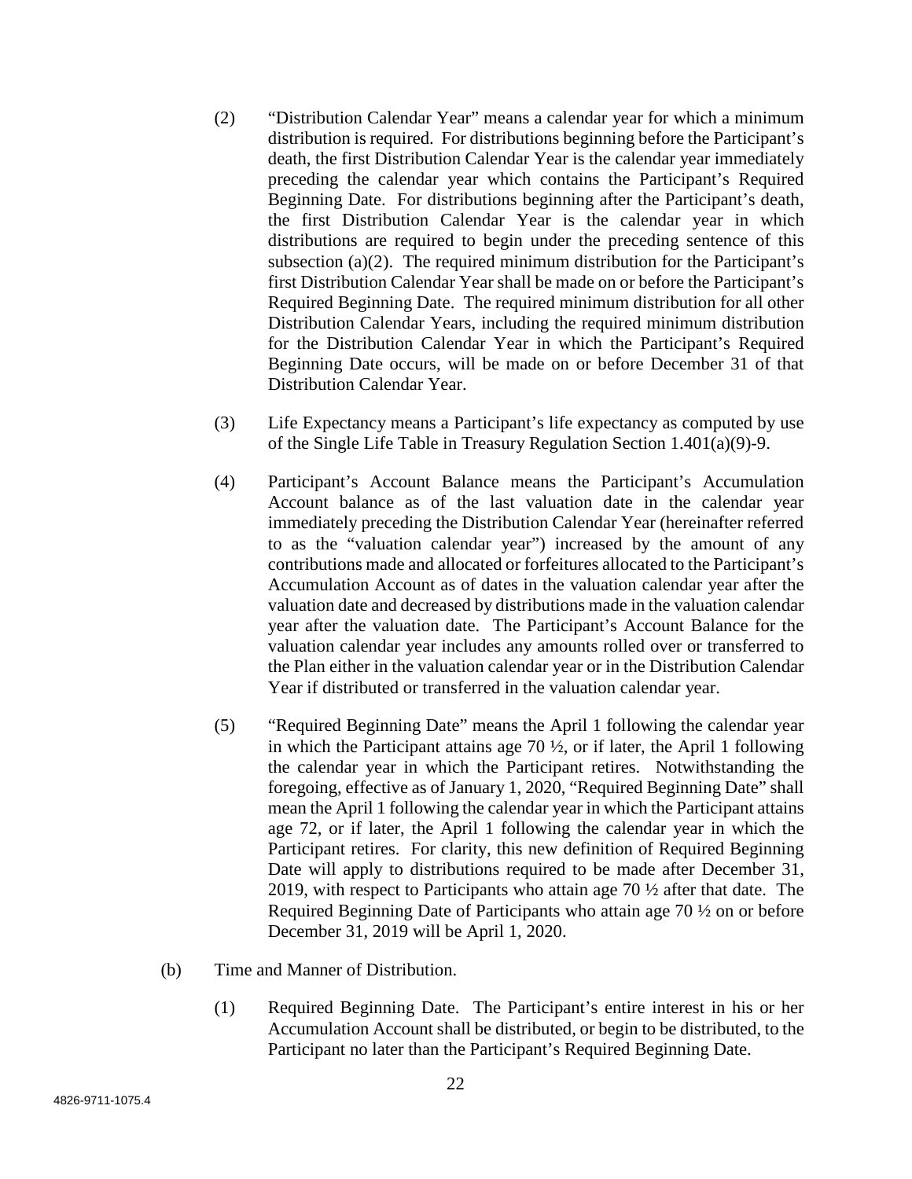(2) "Distribution Calendar Year" means a calendar year for which a minimum distribution is required. For distributions beginning before the Participant's death, the first Distribution Calendar Year is the calendar year immediately preceding the calendar year which contains the Participant's Required Beginning Date. For distributions beginning after the Participant's death, the first Distribution Calendar Year is the calendar year in which distributions are required to begin under the preceding sentence of this subsection (a)(2). The required minimum distribution for the Participant's first Distribution Calendar Year shall be made on or before the Participant's Required Beginning Date. The required minimum distribution for all other Distribution Calendar Years, including the required minimum distribution for the Distribution Calendar Year in which the Participant's Required Beginning Date occurs, will be made on or before December 31 of that Distribution Calendar Year.

(3) Life Expectancy means a Participant's life expectancy as computed by use of the Single Life Table in Treasury Regulation Section 1.401(a)(9)-9.

(4) Participant's Account Balance means the Participant's Accumulation Account balance as of the last valuation date in the calendar year immediately preceding the Distribution Calendar Year (hereinafter referred to as the "valuation calendar year") increased by the amount of any contributions made and allocated or forfeitures allocated to the Participant's Accumulation Account as of dates in the valuation calendar year after the valuation date and decreased by distributions made in the valuation calendar year after the valuation date. The Participant's Account Balance for the valuation calendar year includes any amounts rolled over or transferred to the Plan either in the valuation calendar year or in the Distribution Calendar Year if distributed or transferred in the valuation calendar year.

(5) "Required Beginning Date" means the April 1 following the calendar year in which the Participant attains age 70 ½, or if later, the April 1 following the calendar year in which the Participant retires. Notwithstanding the foregoing, effective as of January 1, 2020, "Required Beginning Date" shall mean the April 1 following the calendar year in which the Participant attains age 72, or if later, the April 1 following the calendar year in which the Participant retires. For clarity, this new definition of Required Beginning Date will apply to distributions required to be made after December 31, 2019, with respect to Participants who attain age 70 ½ after that date. The Required Beginning Date of Participants who attain age 70 ½ on or before December 31, 2019 will be April 1, 2020.

(b) Time and Manner of Distribution.

(1) Required Beginning Date. The Participant's entire interest in his or her Accumulation Account shall be distributed, or begin to be distributed, to the Participant no later than the Participant's Required Beginning Date.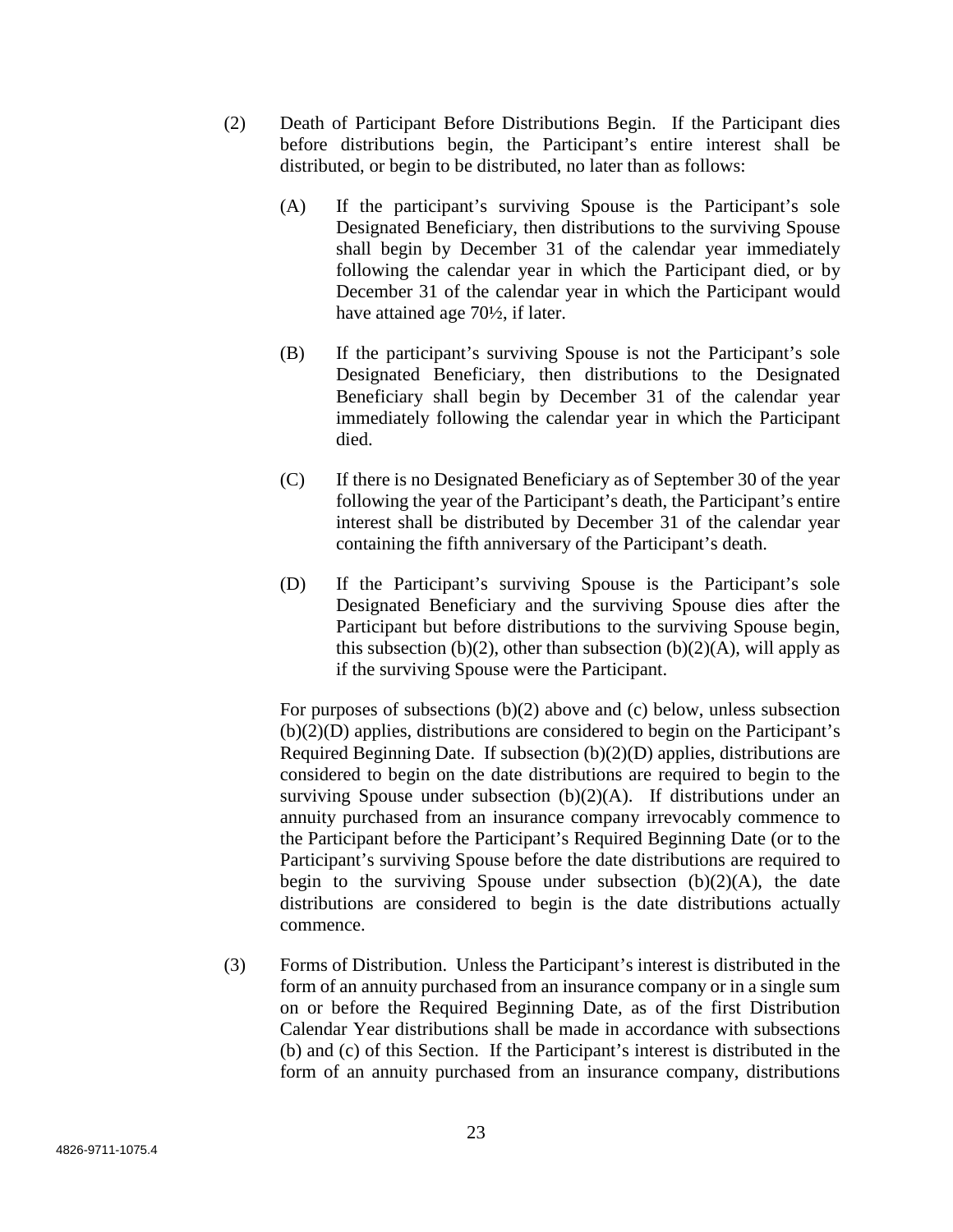(2) Death of Participant Before Distributions Begin. If the Participant dies before distributions begin, the Participant's entire interest shall be distributed, or begin to be distributed, no later than as follows:

(A) If the participant's surviving Spouse is the Participant's sole Designated Beneficiary, then distributions to the surviving Spouse shall begin by December 31 of the calendar year immediately following the calendar year in which the Participant died, or by December 31 of the calendar year in which the Participant would have attained age 70½, if later.

(B) If the participant's surviving Spouse is not the Participant's sole Designated Beneficiary, then distributions to the Designated Beneficiary shall begin by December 31 of the calendar year immediately following the calendar year in which the Participant died.

(C) If there is no Designated Beneficiary as of September 30 of the year following the year of the Participant's death, the Participant's entire interest shall be distributed by December 31 of the calendar year containing the fifth anniversary of the Participant's death.

(D) If the Participant's surviving Spouse is the Participant's sole Designated Beneficiary and the surviving Spouse dies after the Participant but before distributions to the surviving Spouse begin, this subsection (b)(2), other than subsection (b)(2)(A), will apply as if the surviving Spouse were the Participant.

For purposes of subsections (b)(2) above and (c) below, unless subsection (b)(2)(D) applies, distributions are considered to begin on the Participant's Required Beginning Date. If subsection (b)(2)(D) applies, distributions are considered to begin on the date distributions are required to begin to the surviving Spouse under subsection (b)(2)(A). If distributions under an annuity purchased from an insurance company irrevocably commence to the Participant before the Participant's Required Beginning Date (or to the Participant's surviving Spouse before the date distributions are required to begin to the surviving Spouse under subsection (b)(2)(A), the date distributions are considered to begin is the date distributions actually commence.

(3) Forms of Distribution. Unless the Participant's interest is distributed in the form of an annuity purchased from an insurance company or in a single sum on or before the Required Beginning Date, as of the first Distribution Calendar Year distributions shall be made in accordance with subsections (b) and (c) of this Section. If the Participant's interest is distributed in the form of an annuity purchased from an insurance company, distributions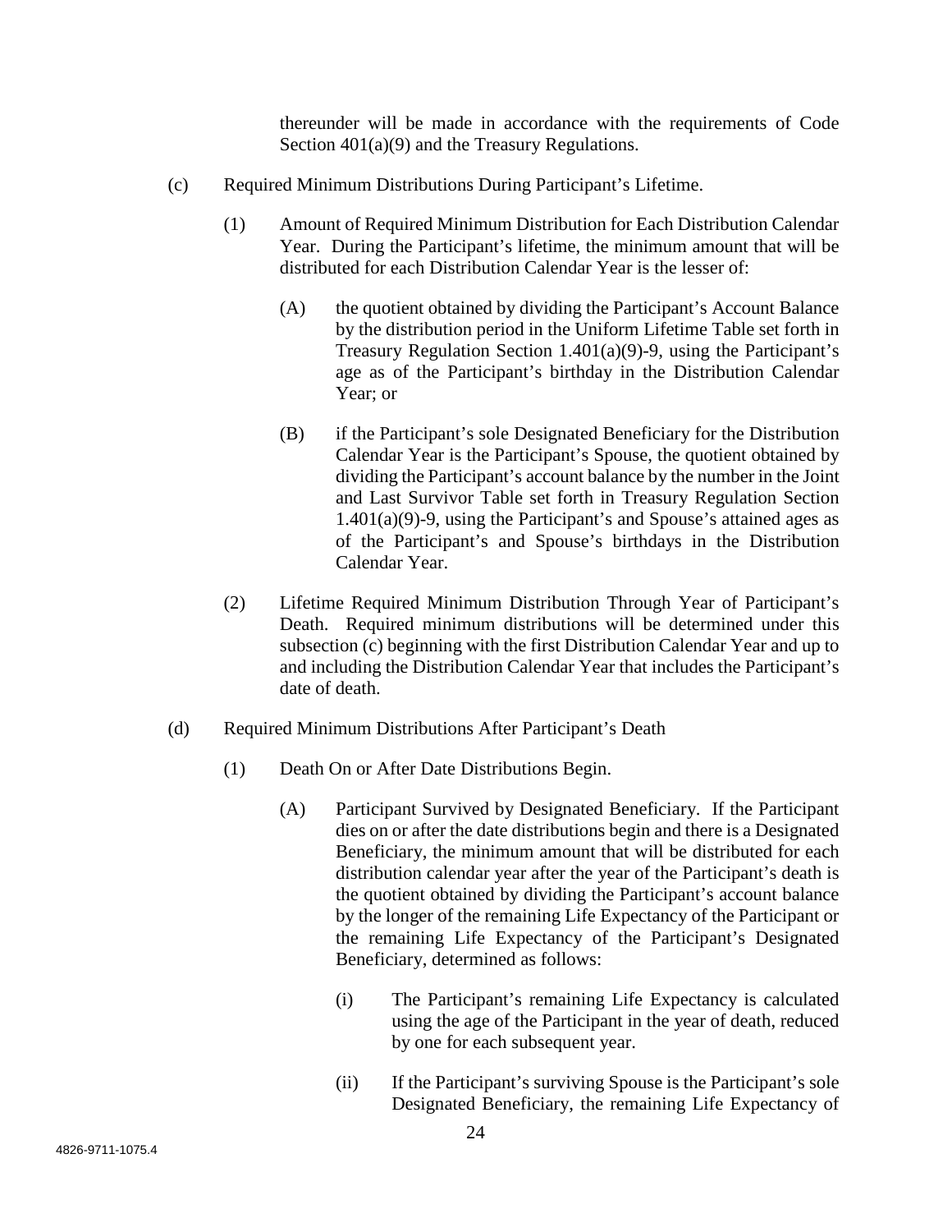thereunder will be made in accordance with the requirements of Code Section 401(a)(9) and the Treasury Regulations.

(c) Required Minimum Distributions During Participant's Lifetime.

(1) Amount of Required Minimum Distribution for Each Distribution Calendar Year. During the Participant's lifetime, the minimum amount that will be distributed for each Distribution Calendar Year is the lesser of:

(A) the quotient obtained by dividing the Participant's Account Balance by the distribution period in the Uniform Lifetime Table set forth in Treasury Regulation Section 1.401(a)(9)-9, using the Participant's age as of the Participant's birthday in the Distribution Calendar Year; or

(B) if the Participant's sole Designated Beneficiary for the Distribution Calendar Year is the Participant's Spouse, the quotient obtained by dividing the Participant's account balance by the number in the Joint and Last Survivor Table set forth in Treasury Regulation Section 1.401(a)(9)-9, using the Participant's and Spouse's attained ages as of the Participant's and Spouse's birthdays in the Distribution Calendar Year.

(2) Lifetime Required Minimum Distribution Through Year of Participant's Death. Required minimum distributions will be determined under this subsection (c) beginning with the first Distribution Calendar Year and up to and including the Distribution Calendar Year that includes the Participant's date of death.

(d) Required Minimum Distributions After Participant's Death

(1) Death On or After Date Distributions Begin.

(A) Participant Survived by Designated Beneficiary. If the Participant dies on or after the date distributions begin and there is a Designated Beneficiary, the minimum amount that will be distributed for each distribution calendar year after the year of the Participant's death is the quotient obtained by dividing the Participant's account balance by the longer of the remaining Life Expectancy of the Participant or the remaining Life Expectancy of the Participant's Designated Beneficiary, determined as follows:

(i) The Participant's remaining Life Expectancy is calculated using the age of the Participant in the year of death, reduced by one for each subsequent year.

(ii) If the Participant's surviving Spouse is the Participant's sole Designated Beneficiary, the remaining Life Expectancy of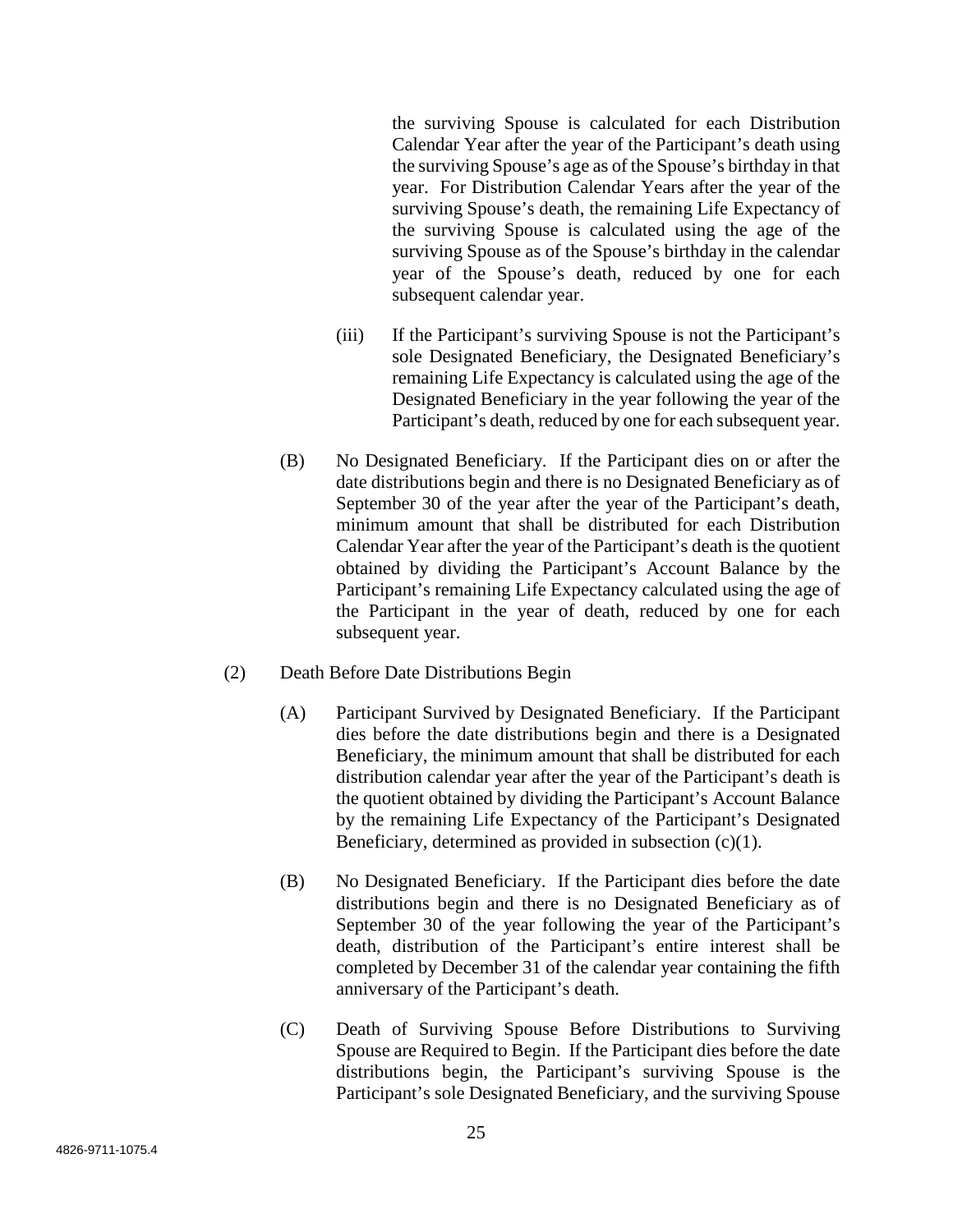the surviving Spouse is calculated for each Distribution Calendar Year after the year of the Participant's death using the surviving Spouse's age as of the Spouse's birthday in that year. For Distribution Calendar Years after the year of the surviving Spouse's death, the remaining Life Expectancy of the surviving Spouse is calculated using the age of the surviving Spouse as of the Spouse's birthday in the calendar year of the Spouse's death, reduced by one for each subsequent calendar year.

(iii) If the Participant's surviving Spouse is not the Participant's sole Designated Beneficiary, the Designated Beneficiary's remaining Life Expectancy is calculated using the age of the Designated Beneficiary in the year following the year of the Participant's death, reduced by one for each subsequent year.

(B) No Designated Beneficiary. If the Participant dies on or after the date distributions begin and there is no Designated Beneficiary as of September 30 of the year after the year of the Participant's death, minimum amount that shall be distributed for each Distribution Calendar Year after the year of the Participant's death is the quotient obtained by dividing the Participant's Account Balance by the Participant's remaining Life Expectancy calculated using the age of the Participant in the year of death, reduced by one for each subsequent year.

(2) Death Before Date Distributions Begin

(A) Participant Survived by Designated Beneficiary. If the Participant dies before the date distributions begin and there is a Designated Beneficiary, the minimum amount that shall be distributed for each distribution calendar year after the year of the Participant's death is the quotient obtained by dividing the Participant's Account Balance by the remaining Life Expectancy of the Participant's Designated Beneficiary, determined as provided in subsection (c)(1).

(B) No Designated Beneficiary. If the Participant dies before the date distributions begin and there is no Designated Beneficiary as of September 30 of the year following the year of the Participant's death, distribution of the Participant's entire interest shall be completed by December 31 of the calendar year containing the fifth anniversary of the Participant's death.

(C) Death of Surviving Spouse Before Distributions to Surviving Spouse are Required to Begin. If the Participant dies before the date distributions begin, the Participant's surviving Spouse is the Participant's sole Designated Beneficiary, and the surviving Spouse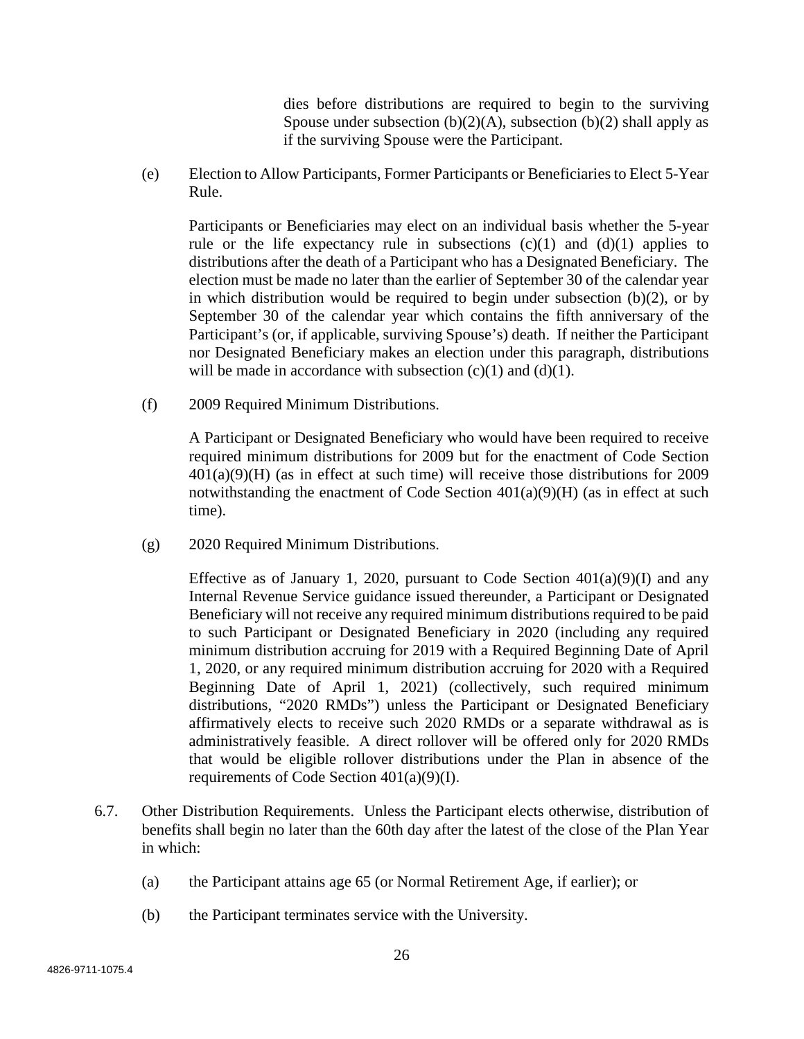dies before distributions are required to begin to the surviving Spouse under subsection (b)(2)(A), subsection (b)(2) shall apply as if the surviving Spouse were the Participant.

(e) Election to Allow Participants, Former Participants or Beneficiaries to Elect 5-Year Rule.

Participants or Beneficiaries may elect on an individual basis whether the 5-year rule or the life expectancy rule in subsections (c)(1) and (d)(1) applies to distributions after the death of a Participant who has a Designated Beneficiary. The election must be made no later than the earlier of September 30 of the calendar year in which distribution would be required to begin under subsection (b)(2), or by September 30 of the calendar year which contains the fifth anniversary of the Participant's (or, if applicable, surviving Spouse's) death. If neither the Participant nor Designated Beneficiary makes an election under this paragraph, distributions will be made in accordance with subsection (c)(1) and (d)(1).

(f) 2009 Required Minimum Distributions.

A Participant or Designated Beneficiary who would have been required to receive required minimum distributions for 2009 but for the enactment of Code Section 401(a)(9)(H) (as in effect at such time) will receive those distributions for 2009 notwithstanding the enactment of Code Section 401(a)(9)(H) (as in effect at such time).

(g) 2020 Required Minimum Distributions.

Effective as of January 1, 2020, pursuant to Code Section 401(a)(9)(I) and any Internal Revenue Service guidance issued thereunder, a Participant or Designated Beneficiary will not receive any required minimum distributions required to be paid to such Participant or Designated Beneficiary in 2020 (including any required minimum distribution accruing for 2019 with a Required Beginning Date of April 1, 2020, or any required minimum distribution accruing for 2020 with a Required Beginning Date of April 1, 2021) (collectively, such required minimum distributions, "2020 RMDs") unless the Participant or Designated Beneficiary affirmatively elects to receive such 2020 RMDs or a separate withdrawal as is administratively feasible. A direct rollover will be offered only for 2020 RMDs that would be eligible rollover distributions under the Plan in absence of the requirements of Code Section 401(a)(9)(I).

6.7. Other Distribution Requirements. Unless the Participant elects otherwise, distribution of benefits shall begin no later than the 60th day after the latest of the close of the Plan Year in which:

(a) the Participant attains age 65 (or Normal Retirement Age, if earlier); or

(b) the Participant terminates service with the University.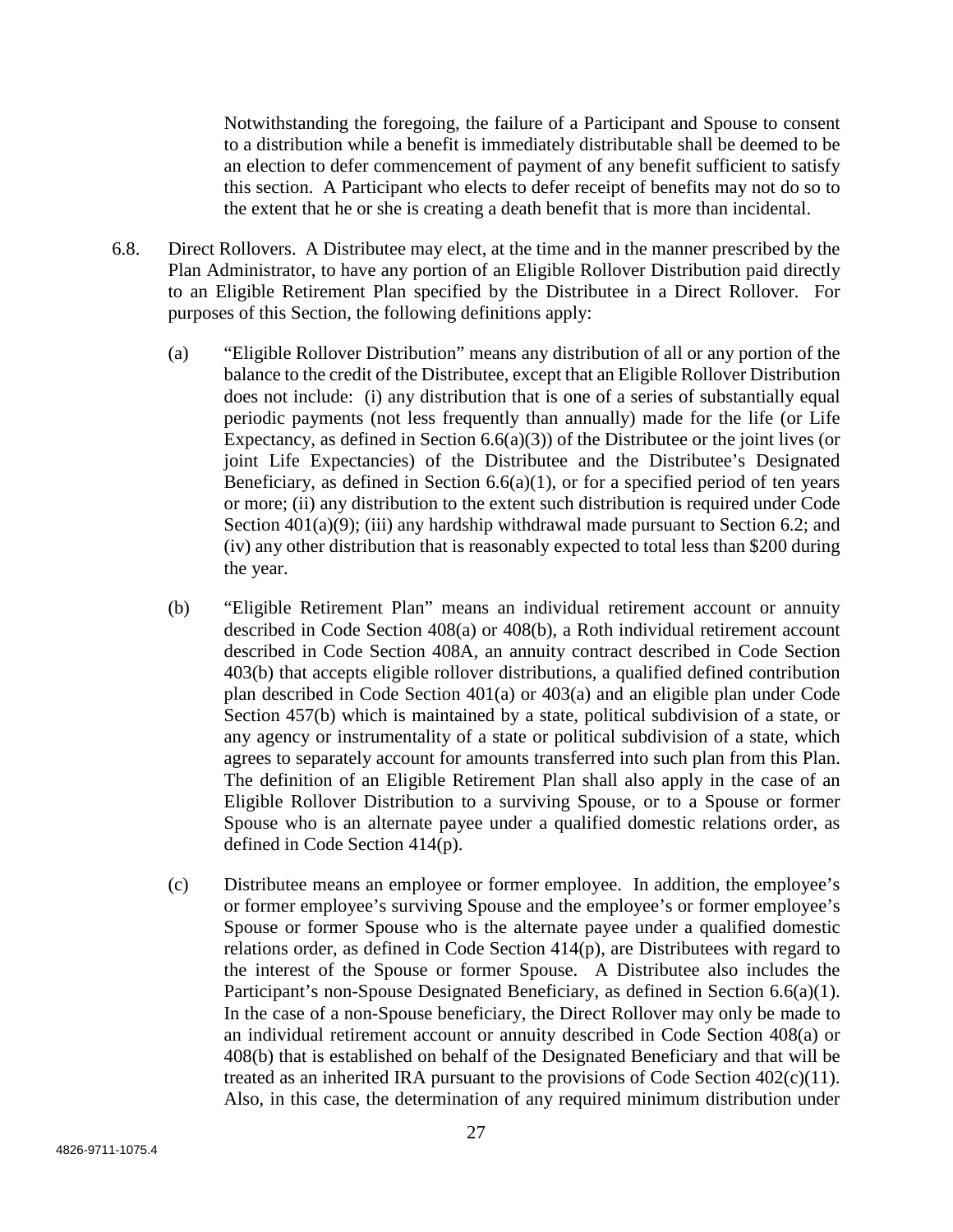Notwithstanding the foregoing, the failure of a Participant and Spouse to consent to a distribution while a benefit is immediately distributable shall be deemed to be an election to defer commencement of payment of any benefit sufficient to satisfy this section. A Participant who elects to defer receipt of benefits may not do so to the extent that he or she is creating a death benefit that is more than incidental.

6.8. Direct Rollovers. A Distributee may elect, at the time and in the manner prescribed by the Plan Administrator, to have any portion of an Eligible Rollover Distribution paid directly to an Eligible Retirement Plan specified by the Distributee in a Direct Rollover. For purposes of this Section, the following definitions apply:

(a) "Eligible Rollover Distribution" means any distribution of all or any portion of the balance to the credit of the Distributee, except that an Eligible Rollover Distribution does not include: (i) any distribution that is one of a series of substantially equal periodic payments (not less frequently than annually) made for the life (or Life Expectancy, as defined in Section 6.6(a)(3)) of the Distributee or the joint lives (or joint Life Expectancies) of the Distributee and the Distributee's Designated Beneficiary, as defined in Section 6.6(a)(1), or for a specified period of ten years or more; (ii) any distribution to the extent such distribution is required under Code Section 401(a)(9); (iii) any hardship withdrawal made pursuant to Section 6.2; and (iv) any other distribution that is reasonably expected to total less than $200 during the year.

(b) "Eligible Retirement Plan" means an individual retirement account or annuity described in Code Section 408(a) or 408(b), a Roth individual retirement account described in Code Section 408A, an annuity contract described in Code Section 403(b) that accepts eligible rollover distributions, a qualified defined contribution plan described in Code Section 401(a) or 403(a) and an eligible plan under Code Section 457(b) which is maintained by a state, political subdivision of a state, or any agency or instrumentality of a state or political subdivision of a state, which agrees to separately account for amounts transferred into such plan from this Plan. The definition of an Eligible Retirement Plan shall also apply in the case of an Eligible Rollover Distribution to a surviving Spouse, or to a Spouse or former Spouse who is an alternate payee under a qualified domestic relations order, as defined in Code Section 414(p).

(c) Distributee means an employee or former employee. In addition, the employee's or former employee's surviving Spouse and the employee's or former employee's Spouse or former Spouse who is the alternate payee under a qualified domestic relations order, as defined in Code Section 414(p), are Distributees with regard to the interest of the Spouse or former Spouse. A Distributee also includes the Participant's non-Spouse Designated Beneficiary, as defined in Section 6.6(a)(1). In the case of a non-Spouse beneficiary, the Direct Rollover may only be made to an individual retirement account or annuity described in Code Section 408(a) or 408(b) that is established on behalf of the Designated Beneficiary and that will be treated as an inherited IRA pursuant to the provisions of Code Section 402(c)(11). Also, in this case, the determination of any required minimum distribution under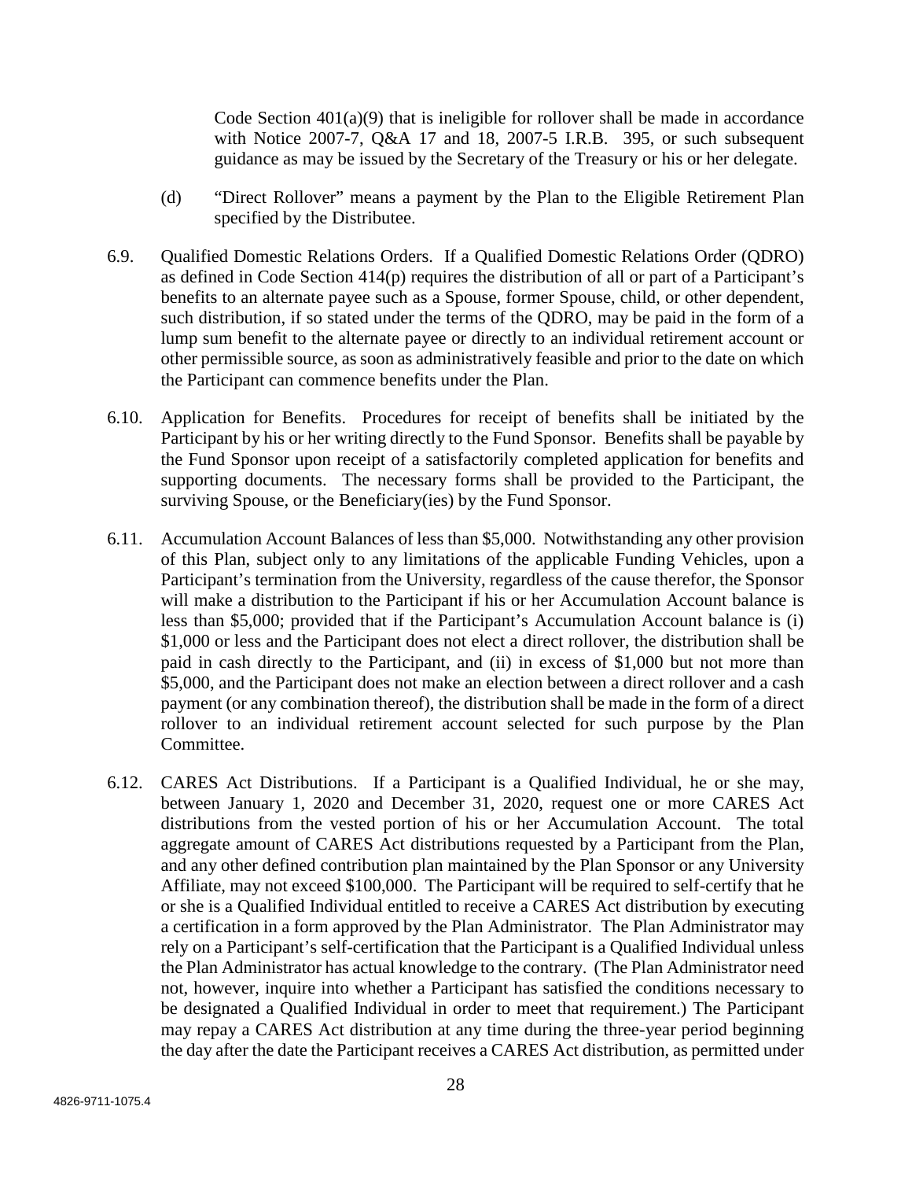Code Section 401(a)(9) that is ineligible for rollover shall be made in accordance with Notice 2007-7, Q&A 17 and 18, 2007-5 I.R.B. 395, or such subsequent guidance as may be issued by the Secretary of the Treasury or his or her delegate.

(d) "Direct Rollover" means a payment by the Plan to the Eligible Retirement Plan specified by the Distributee.

6.9. Qualified Domestic Relations Orders. If a Qualified Domestic Relations Order (QDRO) as defined in Code Section 414(p) requires the distribution of all or part of a Participant's benefits to an alternate payee such as a Spouse, former Spouse, child, or other dependent, such distribution, if so stated under the terms of the QDRO, may be paid in the form of a lump sum benefit to the alternate payee or directly to an individual retirement account or other permissible source, as soon as administratively feasible and prior to the date on which the Participant can commence benefits under the Plan.

6.10. Application for Benefits. Procedures for receipt of benefits shall be initiated by the Participant by his or her writing directly to the Fund Sponsor. Benefits shall be payable by the Fund Sponsor upon receipt of a satisfactorily completed application for benefits and supporting documents. The necessary forms shall be provided to the Participant, the surviving Spouse, or the Beneficiary(ies) by the Fund Sponsor.

6.11. Accumulation Account Balances of less than $5,000. Notwithstanding any other provision of this Plan, subject only to any limitations of the applicable Funding Vehicles, upon a Participant's termination from the University, regardless of the cause therefor, the Sponsor will make a distribution to the Participant if his or her Accumulation Account balance is less than $5,000; provided that if the Participant's Accumulation Account balance is (i) $1,000 or less and the Participant does not elect a direct rollover, the distribution shall be paid in cash directly to the Participant, and (ii) in excess of $1,000 but not more than $5,000, and the Participant does not make an election between a direct rollover and a cash payment (or any combination thereof), the distribution shall be made in the form of a direct rollover to an individual retirement account selected for such purpose by the Plan Committee.

6.12. CARES Act Distributions. If a Participant is a Qualified Individual, he or she may, between January 1, 2020 and December 31, 2020, request one or more CARES Act distributions from the vested portion of his or her Accumulation Account. The total aggregate amount of CARES Act distributions requested by a Participant from the Plan, and any other defined contribution plan maintained by the Plan Sponsor or any University Affiliate, may not exceed $100,000. The Participant will be required to self-certify that he or she is a Qualified Individual entitled to receive a CARES Act distribution by executing a certification in a form approved by the Plan Administrator. The Plan Administrator may rely on a Participant's self-certification that the Participant is a Qualified Individual unless the Plan Administrator has actual knowledge to the contrary. (The Plan Administrator need not, however, inquire into whether a Participant has satisfied the conditions necessary to be designated a Qualified Individual in order to meet that requirement.) The Participant may repay a CARES Act distribution at any time during the three-year period beginning the day after the date the Participant receives a CARES Act distribution, as permitted under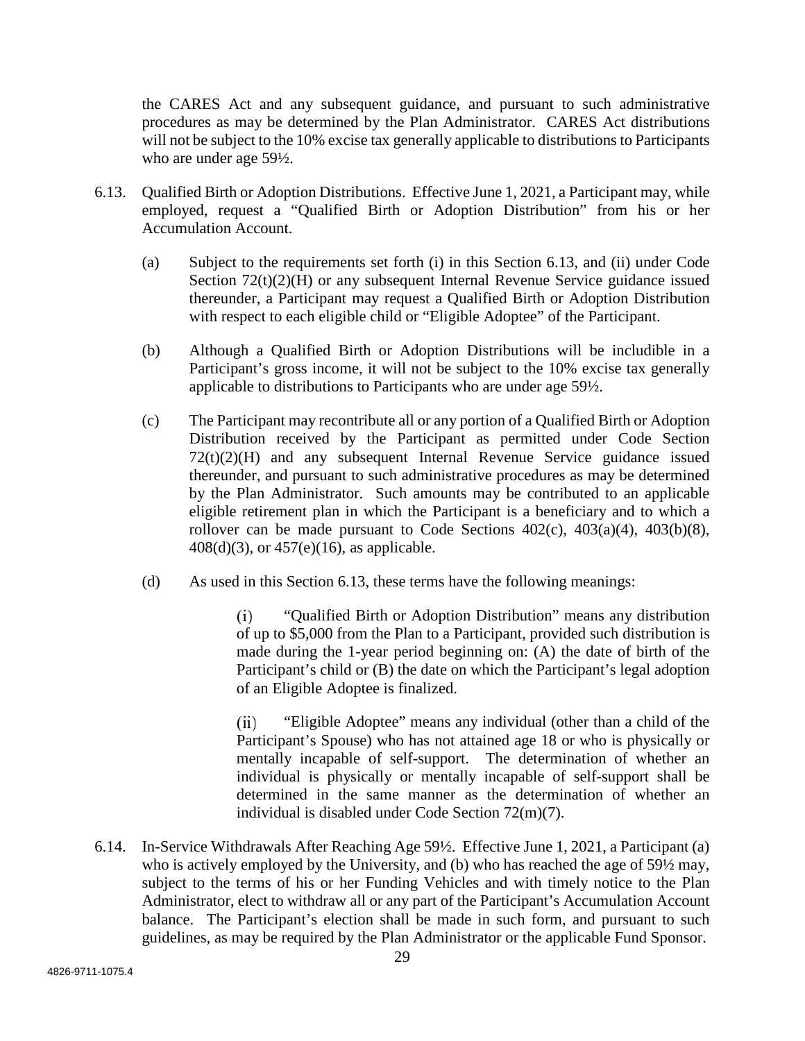the CARES Act and any subsequent guidance, and pursuant to such administrative procedures as may be determined by the Plan Administrator. CARES Act distributions will not be subject to the 10% excise tax generally applicable to distributions to Participants who are under age 59½.

6.13. Qualified Birth or Adoption Distributions. Effective June 1, 2021, a Participant may, while employed, request a "Qualified Birth or Adoption Distribution" from his or her Accumulation Account.

(a) Subject to the requirements set forth (i) in this Section 6.13, and (ii) under Code Section 72(t)(2)(H) or any subsequent Internal Revenue Service guidance issued thereunder, a Participant may request a Qualified Birth or Adoption Distribution with respect to each eligible child or "Eligible Adoptee" of the Participant.

(b) Although a Qualified Birth or Adoption Distributions will be includible in a Participant's gross income, it will not be subject to the 10% excise tax generally applicable to distributions to Participants who are under age 59½.

(c) The Participant may recontribute all or any portion of a Qualified Birth or Adoption Distribution received by the Participant as permitted under Code Section 72(t)(2)(H) and any subsequent Internal Revenue Service guidance issued thereunder, and pursuant to such administrative procedures as may be determined by the Plan Administrator. Such amounts may be contributed to an applicable eligible retirement plan in which the Participant is a beneficiary and to which a rollover can be made pursuant to Code Sections 402(c), 403(a)(4), 403(b)(8), 408(d)(3), or 457(e)(16), as applicable.

(d) As used in this Section 6.13, these terms have the following meanings:

(i) "Qualified Birth or Adoption Distribution" means any distribution of up to $5,000 from the Plan to a Participant, provided such distribution is made during the 1-year period beginning on: (A) the date of birth of the Participant's child or (B) the date on which the Participant's legal adoption of an Eligible Adoptee is finalized.

(ii) "Eligible Adoptee" means any individual (other than a child of the Participant's Spouse) who has not attained age 18 or who is physically or mentally incapable of self-support. The determination of whether an individual is physically or mentally incapable of self-support shall be determined in the same manner as the determination of whether an individual is disabled under Code Section 72(m)(7).

6.14. In-Service Withdrawals After Reaching Age 59½. Effective June 1, 2021, a Participant (a) who is actively employed by the University, and (b) who has reached the age of 59½ may, subject to the terms of his or her Funding Vehicles and with timely notice to the Plan Administrator, elect to withdraw all or any part of the Participant's Accumulation Account balance. The Participant's election shall be made in such form, and pursuant to such guidelines, as may be required by the Plan Administrator or the applicable Fund Sponsor.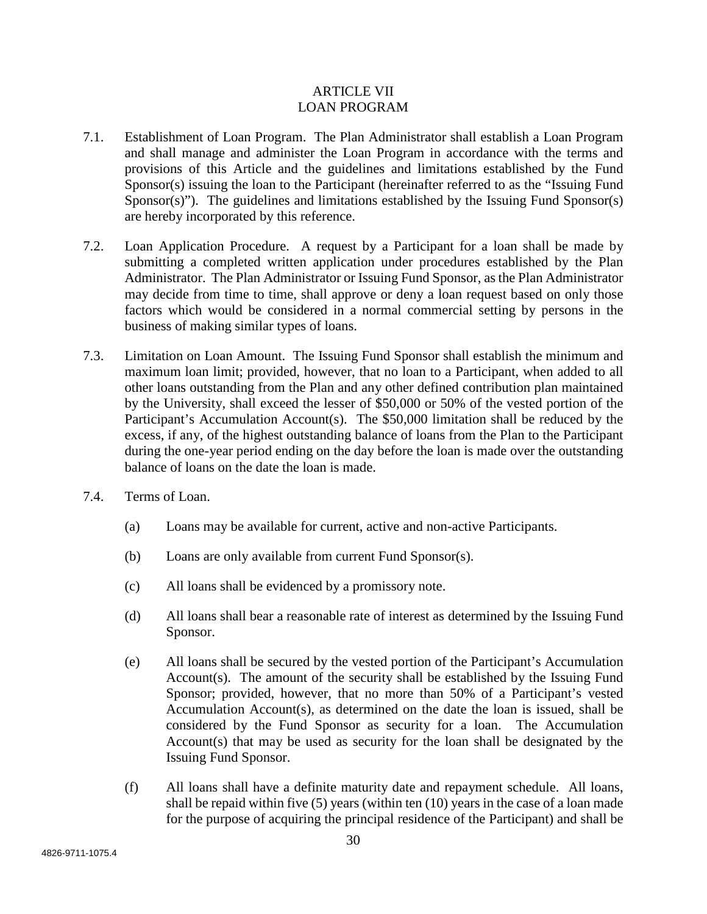# ARTICLE VII
# LOAN PROGRAM

7.1. Establishment of Loan Program. The Plan Administrator shall establish a Loan Program and shall manage and administer the Loan Program in accordance with the terms and provisions of this Article and the guidelines and limitations established by the Fund Sponsor(s) issuing the loan to the Participant (hereinafter referred to as the "Issuing Fund Sponsor(s)"). The guidelines and limitations established by the Issuing Fund Sponsor(s) are hereby incorporated by this reference.

7.2. Loan Application Procedure. A request by a Participant for a loan shall be made by submitting a completed written application under procedures established by the Plan Administrator. The Plan Administrator or Issuing Fund Sponsor, as the Plan Administrator may decide from time to time, shall approve or deny a loan request based on only those factors which would be considered in a normal commercial setting by persons in the business of making similar types of loans.

7.3. Limitation on Loan Amount. The Issuing Fund Sponsor shall establish the minimum and maximum loan limit; provided, however, that no loan to a Participant, when added to all other loans outstanding from the Plan and any other defined contribution plan maintained by the University, shall exceed the lesser of $50,000 or 50% of the vested portion of the Participant's Accumulation Account(s). The $50,000 limitation shall be reduced by the excess, if any, of the highest outstanding balance of loans from the Plan to the Participant during the one-year period ending on the day before the loan is made over the outstanding balance of loans on the date the loan is made.

7.4. Terms of Loan.

(a) Loans may be available for current, active and non-active Participants.

(b) Loans are only available from current Fund Sponsor(s).

(c) All loans shall be evidenced by a promissory note.

(d) All loans shall bear a reasonable rate of interest as determined by the Issuing Fund Sponsor.

(e) All loans shall be secured by the vested portion of the Participant's Accumulation Account(s). The amount of the security shall be established by the Issuing Fund Sponsor; provided, however, that no more than 50% of a Participant's vested Accumulation Account(s), as determined on the date the loan is issued, shall be considered by the Fund Sponsor as security for a loan. The Accumulation Account(s) that may be used as security for the loan shall be designated by the Issuing Fund Sponsor.

(f) All loans shall have a definite maturity date and repayment schedule. All loans, shall be repaid within five (5) years (within ten (10) years in the case of a loan made for the purpose of acquiring the principal residence of the Participant) and shall be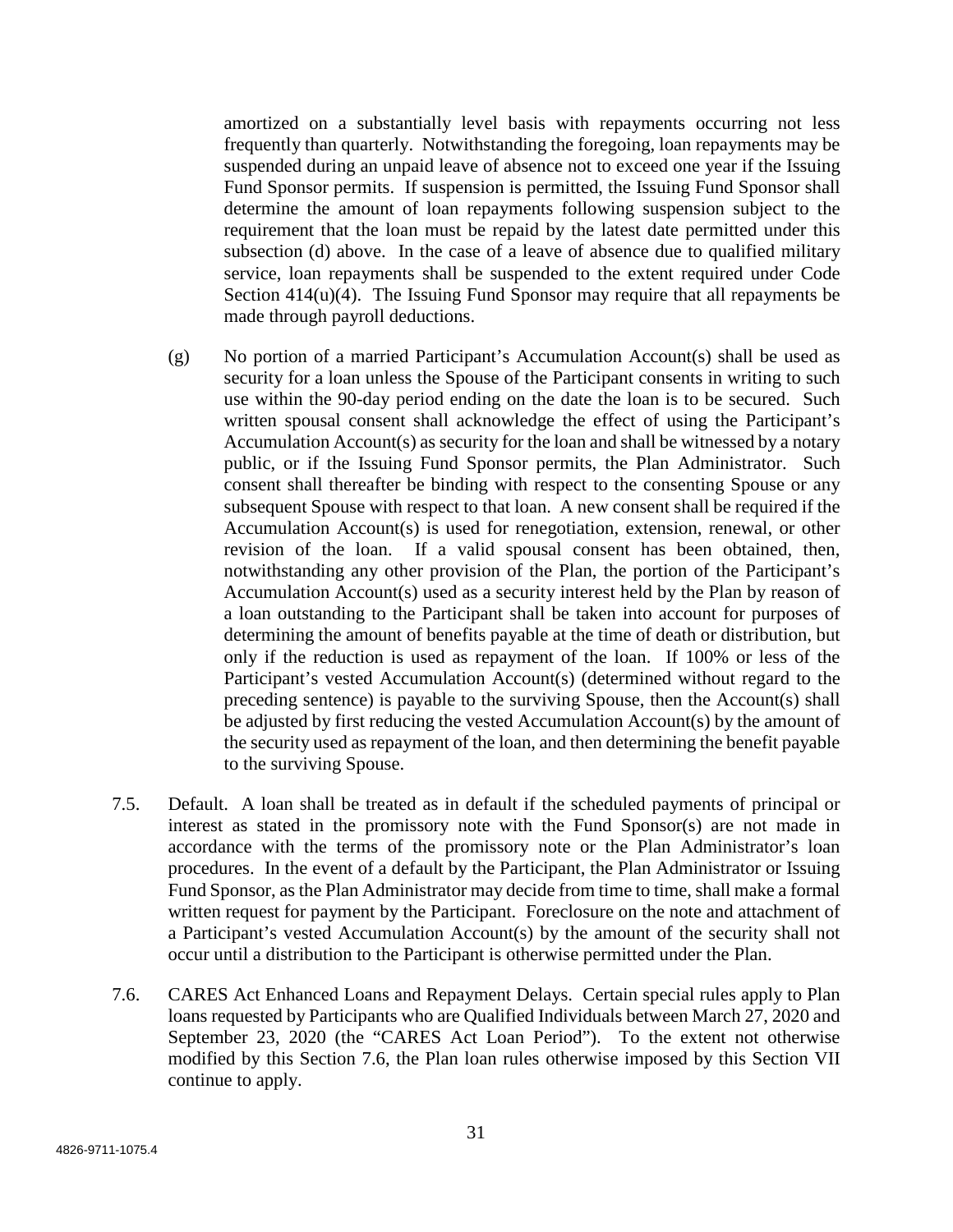amortized on a substantially level basis with repayments occurring not less frequently than quarterly. Notwithstanding the foregoing, loan repayments may be suspended during an unpaid leave of absence not to exceed one year if the Issuing Fund Sponsor permits. If suspension is permitted, the Issuing Fund Sponsor shall determine the amount of loan repayments following suspension subject to the requirement that the loan must be repaid by the latest date permitted under this subsection (d) above. In the case of a leave of absence due to qualified military service, loan repayments shall be suspended to the extent required under Code Section 414(u)(4). The Issuing Fund Sponsor may require that all repayments be made through payroll deductions.

(g) No portion of a married Participant's Accumulation Account(s) shall be used as security for a loan unless the Spouse of the Participant consents in writing to such use within the 90-day period ending on the date the loan is to be secured. Such written spousal consent shall acknowledge the effect of using the Participant's Accumulation Account(s) as security for the loan and shall be witnessed by a notary public, or if the Issuing Fund Sponsor permits, the Plan Administrator. Such consent shall thereafter be binding with respect to the consenting Spouse or any subsequent Spouse with respect to that loan. A new consent shall be required if the Accumulation Account(s) is used for renegotiation, extension, renewal, or other revision of the loan. If a valid spousal consent has been obtained, then, notwithstanding any other provision of the Plan, the portion of the Participant's Accumulation Account(s) used as a security interest held by the Plan by reason of a loan outstanding to the Participant shall be taken into account for purposes of determining the amount of benefits payable at the time of death or distribution, but only if the reduction is used as repayment of the loan. If 100% or less of the Participant's vested Accumulation Account(s) (determined without regard to the preceding sentence) is payable to the surviving Spouse, then the Account(s) shall be adjusted by first reducing the vested Accumulation Account(s) by the amount of the security used as repayment of the loan, and then determining the benefit payable to the surviving Spouse.

7.5. Default. A loan shall be treated as in default if the scheduled payments of principal or interest as stated in the promissory note with the Fund Sponsor(s) are not made in accordance with the terms of the promissory note or the Plan Administrator's loan procedures. In the event of a default by the Participant, the Plan Administrator or Issuing Fund Sponsor, as the Plan Administrator may decide from time to time, shall make a formal written request for payment by the Participant. Foreclosure on the note and attachment of a Participant's vested Accumulation Account(s) by the amount of the security shall not occur until a distribution to the Participant is otherwise permitted under the Plan.

7.6. CARES Act Enhanced Loans and Repayment Delays. Certain special rules apply to Plan loans requested by Participants who are Qualified Individuals between March 27, 2020 and September 23, 2020 (the "CARES Act Loan Period"). To the extent not otherwise modified by this Section 7.6, the Plan loan rules otherwise imposed by this Section VII continue to apply.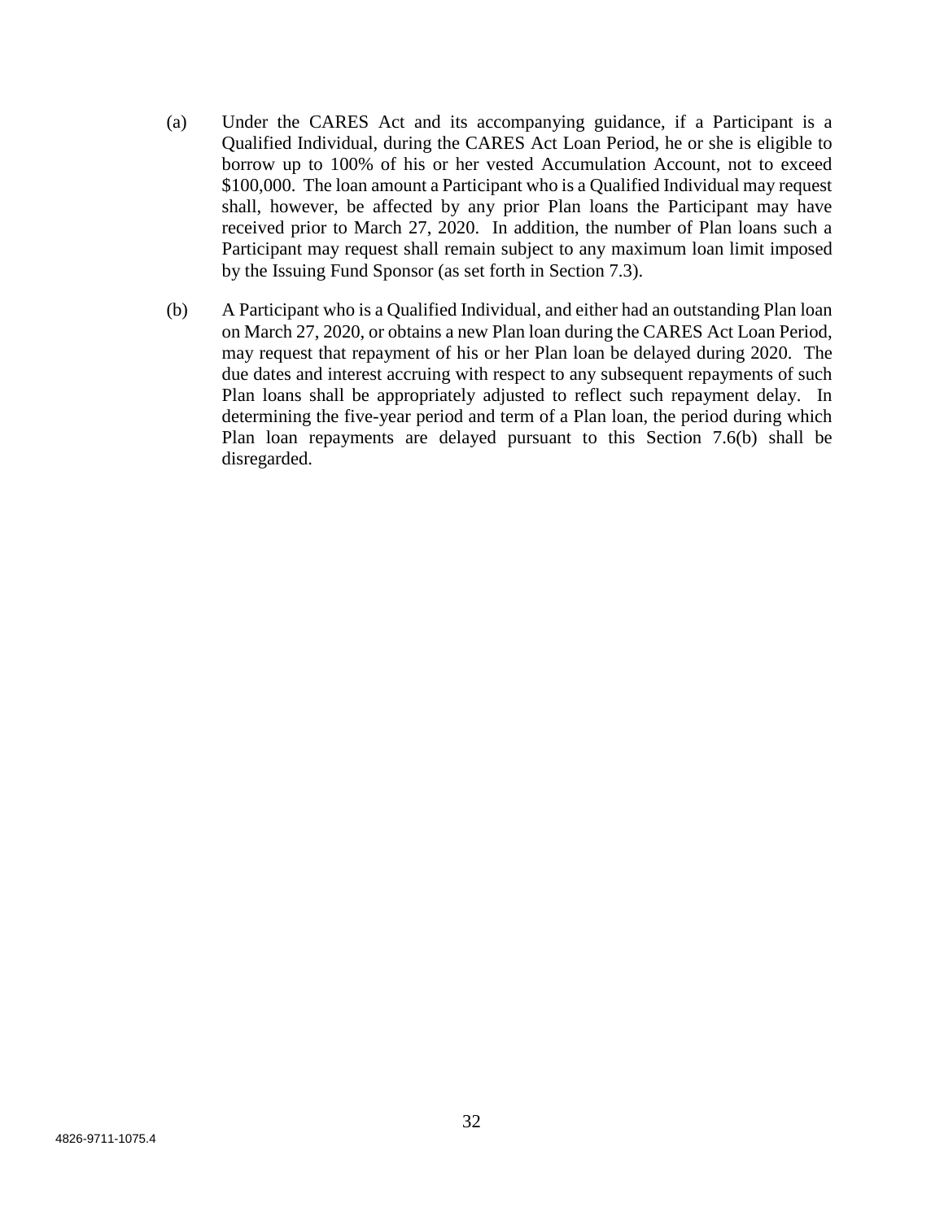(a) Under the CARES Act and its accompanying guidance, if a Participant is a Qualified Individual, during the CARES Act Loan Period, he or she is eligible to borrow up to 100% of his or her vested Accumulation Account, not to exceed $100,000. The loan amount a Participant who is a Qualified Individual may request shall, however, be affected by any prior Plan loans the Participant may have received prior to March 27, 2020. In addition, the number of Plan loans such a Participant may request shall remain subject to any maximum loan limit imposed by the Issuing Fund Sponsor (as set forth in Section 7.3).

(b) A Participant who is a Qualified Individual, and either had an outstanding Plan loan on March 27, 2020, or obtains a new Plan loan during the CARES Act Loan Period, may request that repayment of his or her Plan loan be delayed during 2020. The due dates and interest accruing with respect to any subsequent repayments of such Plan loans shall be appropriately adjusted to reflect such repayment delay. In determining the five-year period and term of a Plan loan, the period during which Plan loan repayments are delayed pursuant to this Section 7.6(b) shall be disregarded.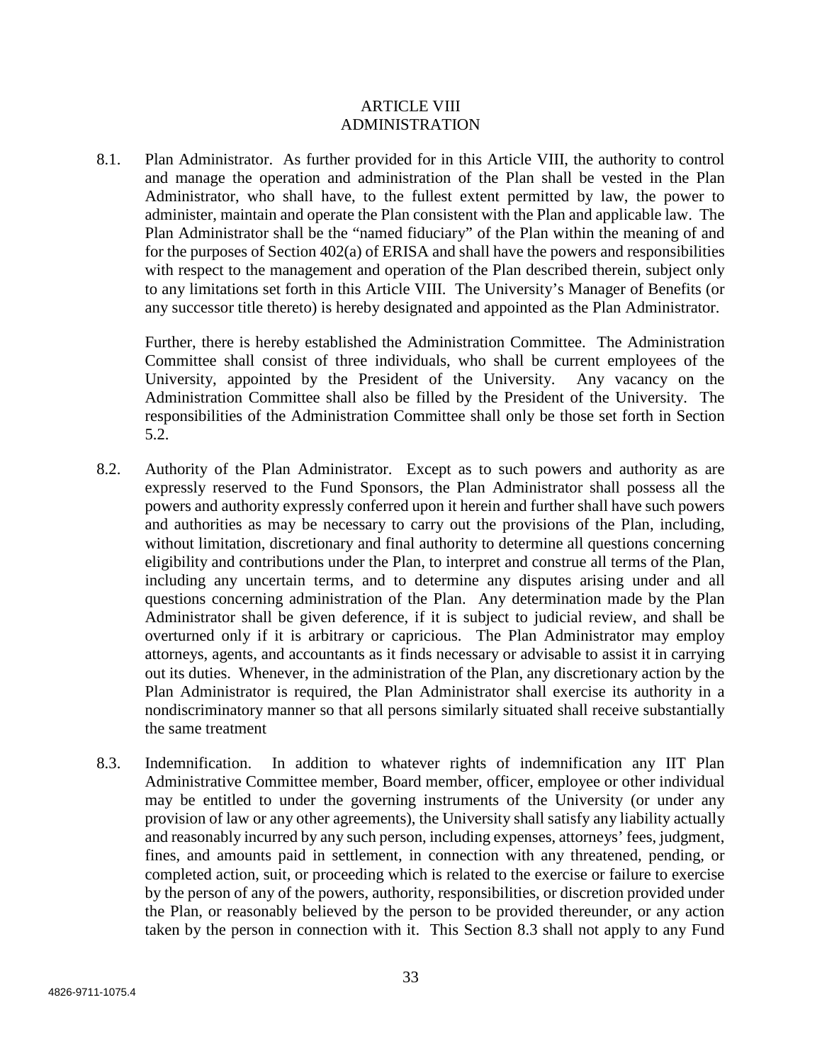## ARTICLE VIII
## ADMINISTRATION

8.1. Plan Administrator. As further provided for in this Article VIII, the authority to control and manage the operation and administration of the Plan shall be vested in the Plan Administrator, who shall have, to the fullest extent permitted by law, the power to administer, maintain and operate the Plan consistent with the Plan and applicable law. The Plan Administrator shall be the "named fiduciary" of the Plan within the meaning of and for the purposes of Section 402(a) of ERISA and shall have the powers and responsibilities with respect to the management and operation of the Plan described therein, subject only to any limitations set forth in this Article VIII. The University's Manager of Benefits (or any successor title thereto) is hereby designated and appointed as the Plan Administrator.

Further, there is hereby established the Administration Committee. The Administration Committee shall consist of three individuals, who shall be current employees of the University, appointed by the President of the University. Any vacancy on the Administration Committee shall also be filled by the President of the University. The responsibilities of the Administration Committee shall only be those set forth in Section 5.2.

8.2. Authority of the Plan Administrator. Except as to such powers and authority as are expressly reserved to the Fund Sponsors, the Plan Administrator shall possess all the powers and authority expressly conferred upon it herein and further shall have such powers and authorities as may be necessary to carry out the provisions of the Plan, including, without limitation, discretionary and final authority to determine all questions concerning eligibility and contributions under the Plan, to interpret and construe all terms of the Plan, including any uncertain terms, and to determine any disputes arising under and all questions concerning administration of the Plan. Any determination made by the Plan Administrator shall be given deference, if it is subject to judicial review, and shall be overturned only if it is arbitrary or capricious. The Plan Administrator may employ attorneys, agents, and accountants as it finds necessary or advisable to assist it in carrying out its duties. Whenever, in the administration of the Plan, any discretionary action by the Plan Administrator is required, the Plan Administrator shall exercise its authority in a nondiscriminatory manner so that all persons similarly situated shall receive substantially the same treatment

8.3. Indemnification. In addition to whatever rights of indemnification any IIT Plan Administrative Committee member, Board member, officer, employee or other individual may be entitled to under the governing instruments of the University (or under any provision of law or any other agreements), the University shall satisfy any liability actually and reasonably incurred by any such person, including expenses, attorneys' fees, judgment, fines, and amounts paid in settlement, in connection with any threatened, pending, or completed action, suit, or proceeding which is related to the exercise or failure to exercise by the person of any of the powers, authority, responsibilities, or discretion provided under the Plan, or reasonably believed by the person to be provided thereunder, or any action taken by the person in connection with it. This Section 8.3 shall not apply to any Fund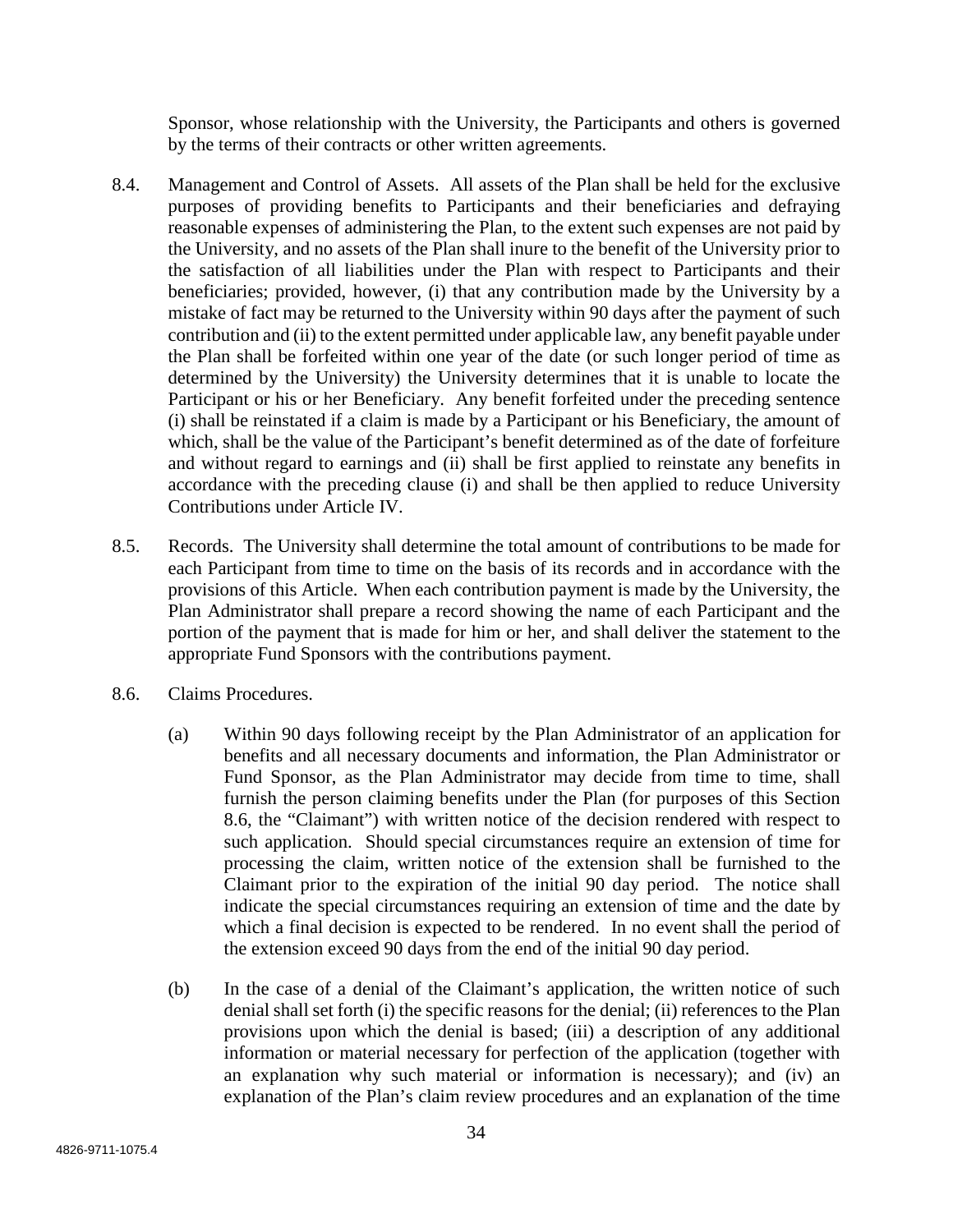Sponsor, whose relationship with the University, the Participants and others is governed by the terms of their contracts or other written agreements.

8.4. Management and Control of Assets. All assets of the Plan shall be held for the exclusive purposes of providing benefits to Participants and their beneficiaries and defraying reasonable expenses of administering the Plan, to the extent such expenses are not paid by the University, and no assets of the Plan shall inure to the benefit of the University prior to the satisfaction of all liabilities under the Plan with respect to Participants and their beneficiaries; provided, however, (i) that any contribution made by the University by a mistake of fact may be returned to the University within 90 days after the payment of such contribution and (ii) to the extent permitted under applicable law, any benefit payable under the Plan shall be forfeited within one year of the date (or such longer period of time as determined by the University) the University determines that it is unable to locate the Participant or his or her Beneficiary. Any benefit forfeited under the preceding sentence (i) shall be reinstated if a claim is made by a Participant or his Beneficiary, the amount of which, shall be the value of the Participant's benefit determined as of the date of forfeiture and without regard to earnings and (ii) shall be first applied to reinstate any benefits in accordance with the preceding clause (i) and shall be then applied to reduce University Contributions under Article IV.

8.5. Records. The University shall determine the total amount of contributions to be made for each Participant from time to time on the basis of its records and in accordance with the provisions of this Article. When each contribution payment is made by the University, the Plan Administrator shall prepare a record showing the name of each Participant and the portion of the payment that is made for him or her, and shall deliver the statement to the appropriate Fund Sponsors with the contributions payment.

8.6. Claims Procedures.

(a) Within 90 days following receipt by the Plan Administrator of an application for benefits and all necessary documents and information, the Plan Administrator or Fund Sponsor, as the Plan Administrator may decide from time to time, shall furnish the person claiming benefits under the Plan (for purposes of this Section 8.6, the "Claimant") with written notice of the decision rendered with respect to such application. Should special circumstances require an extension of time for processing the claim, written notice of the extension shall be furnished to the Claimant prior to the expiration of the initial 90 day period. The notice shall indicate the special circumstances requiring an extension of time and the date by which a final decision is expected to be rendered. In no event shall the period of the extension exceed 90 days from the end of the initial 90 day period.

(b) In the case of a denial of the Claimant's application, the written notice of such denial shall set forth (i) the specific reasons for the denial; (ii) references to the Plan provisions upon which the denial is based; (iii) a description of any additional information or material necessary for perfection of the application (together with an explanation why such material or information is necessary); and (iv) an explanation of the Plan's claim review procedures and an explanation of the time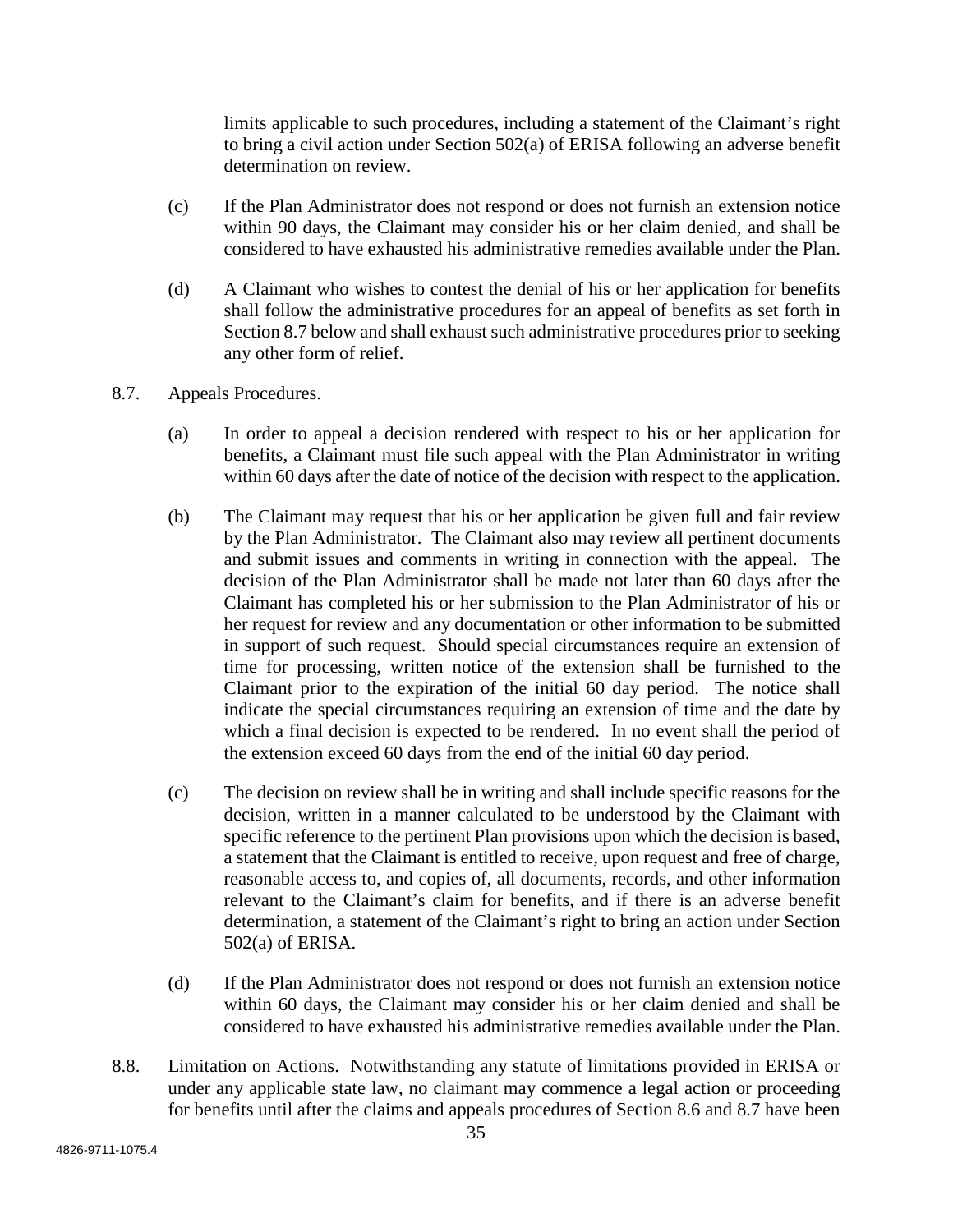limits applicable to such procedures, including a statement of the Claimant's right to bring a civil action under Section 502(a) of ERISA following an adverse benefit determination on review.

(c) If the Plan Administrator does not respond or does not furnish an extension notice within 90 days, the Claimant may consider his or her claim denied, and shall be considered to have exhausted his administrative remedies available under the Plan.

(d) A Claimant who wishes to contest the denial of his or her application for benefits shall follow the administrative procedures for an appeal of benefits as set forth in Section 8.7 below and shall exhaust such administrative procedures prior to seeking any other form of relief.

8.7. Appeals Procedures.

(a) In order to appeal a decision rendered with respect to his or her application for benefits, a Claimant must file such appeal with the Plan Administrator in writing within 60 days after the date of notice of the decision with respect to the application.

(b) The Claimant may request that his or her application be given full and fair review by the Plan Administrator. The Claimant also may review all pertinent documents and submit issues and comments in writing in connection with the appeal. The decision of the Plan Administrator shall be made not later than 60 days after the Claimant has completed his or her submission to the Plan Administrator of his or her request for review and any documentation or other information to be submitted in support of such request. Should special circumstances require an extension of time for processing, written notice of the extension shall be furnished to the Claimant prior to the expiration of the initial 60 day period. The notice shall indicate the special circumstances requiring an extension of time and the date by which a final decision is expected to be rendered. In no event shall the period of the extension exceed 60 days from the end of the initial 60 day period.

(c) The decision on review shall be in writing and shall include specific reasons for the decision, written in a manner calculated to be understood by the Claimant with specific reference to the pertinent Plan provisions upon which the decision is based, a statement that the Claimant is entitled to receive, upon request and free of charge, reasonable access to, and copies of, all documents, records, and other information relevant to the Claimant's claim for benefits, and if there is an adverse benefit determination, a statement of the Claimant's right to bring an action under Section 502(a) of ERISA.

(d) If the Plan Administrator does not respond or does not furnish an extension notice within 60 days, the Claimant may consider his or her claim denied and shall be considered to have exhausted his administrative remedies available under the Plan.

8.8. Limitation on Actions. Notwithstanding any statute of limitations provided in ERISA or under any applicable state law, no claimant may commence a legal action or proceeding for benefits until after the claims and appeals procedures of Section 8.6 and 8.7 have been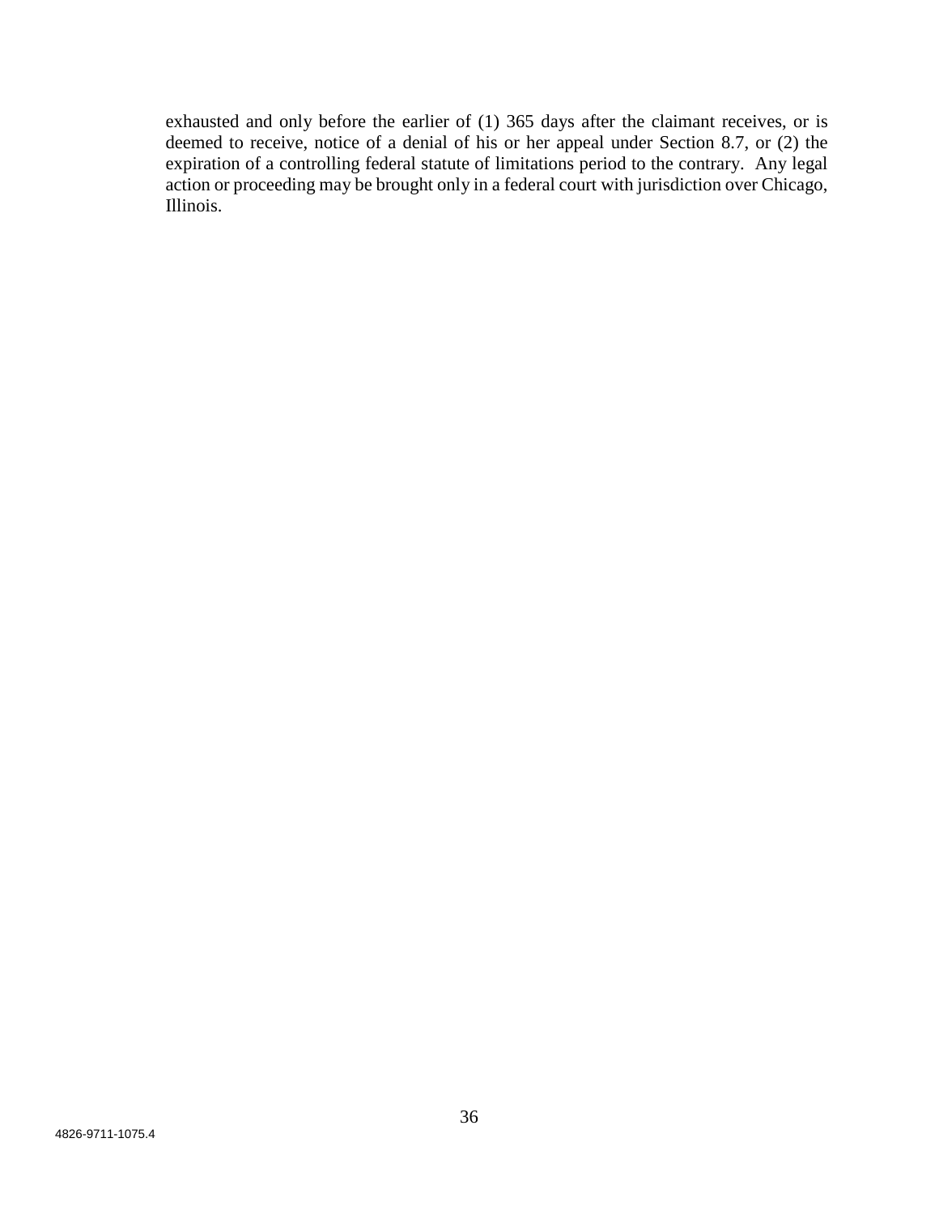exhausted and only before the earlier of (1) 365 days after the claimant receives, or is deemed to receive, notice of a denial of his or her appeal under Section 8.7, or (2) the expiration of a controlling federal statute of limitations period to the contrary. Any legal action or proceeding may be brought only in a federal court with jurisdiction over Chicago, Illinois.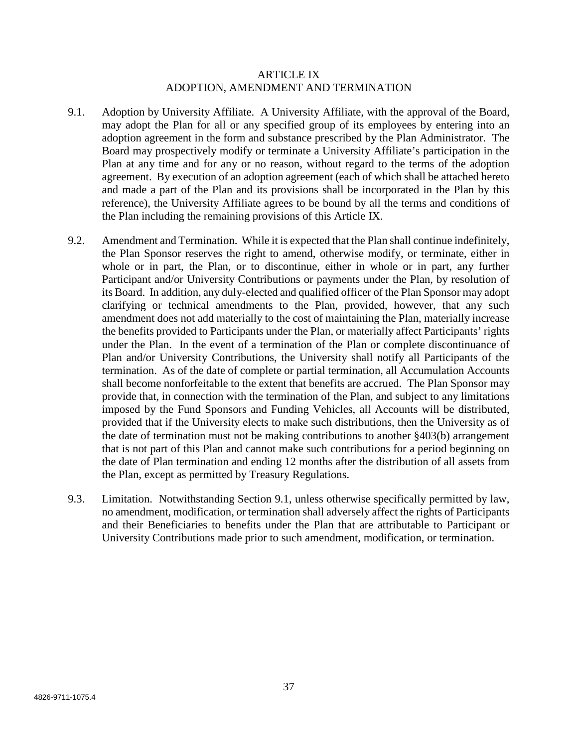# ARTICLE IX
## ADOPTION, AMENDMENT AND TERMINATION

9.1. Adoption by University Affiliate. A University Affiliate, with the approval of the Board, may adopt the Plan for all or any specified group of its employees by entering into an adoption agreement in the form and substance prescribed by the Plan Administrator. The Board may prospectively modify or terminate a University Affiliate's participation in the Plan at any time and for any or no reason, without regard to the terms of the adoption agreement. By execution of an adoption agreement (each of which shall be attached hereto and made a part of the Plan and its provisions shall be incorporated in the Plan by this reference), the University Affiliate agrees to be bound by all the terms and conditions of the Plan including the remaining provisions of this Article IX.

9.2. Amendment and Termination. While it is expected that the Plan shall continue indefinitely, the Plan Sponsor reserves the right to amend, otherwise modify, or terminate, either in whole or in part, the Plan, or to discontinue, either in whole or in part, any further Participant and/or University Contributions or payments under the Plan, by resolution of its Board. In addition, any duly-elected and qualified officer of the Plan Sponsor may adopt clarifying or technical amendments to the Plan, provided, however, that any such amendment does not add materially to the cost of maintaining the Plan, materially increase the benefits provided to Participants under the Plan, or materially affect Participants' rights under the Plan. In the event of a termination of the Plan or complete discontinuance of Plan and/or University Contributions, the University shall notify all Participants of the termination. As of the date of complete or partial termination, all Accumulation Accounts shall become nonforfeitable to the extent that benefits are accrued. The Plan Sponsor may provide that, in connection with the termination of the Plan, and subject to any limitations imposed by the Fund Sponsors and Funding Vehicles, all Accounts will be distributed, provided that if the University elects to make such distributions, then the University as of the date of termination must not be making contributions to another §403(b) arrangement that is not part of this Plan and cannot make such contributions for a period beginning on the date of Plan termination and ending 12 months after the distribution of all assets from the Plan, except as permitted by Treasury Regulations.

9.3. Limitation. Notwithstanding Section 9.1, unless otherwise specifically permitted by law, no amendment, modification, or termination shall adversely affect the rights of Participants and their Beneficiaries to benefits under the Plan that are attributable to Participant or University Contributions made prior to such amendment, modification, or termination.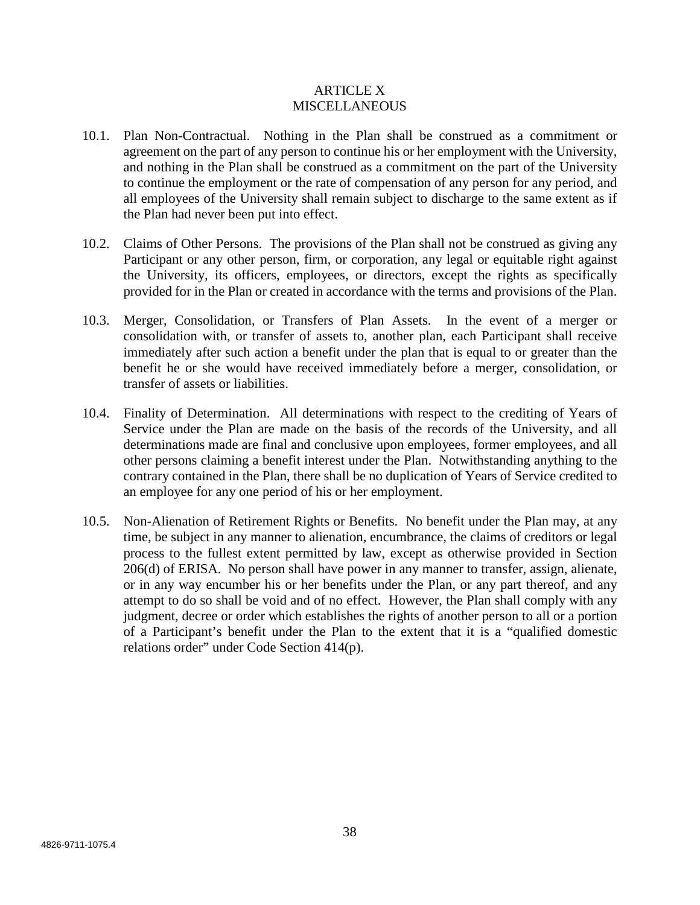# ARTICLE X
# MISCELLANEOUS

10.1. Plan Non-Contractual. Nothing in the Plan shall be construed as a commitment or agreement on the part of any person to continue his or her employment with the University, and nothing in the Plan shall be construed as a commitment on the part of the University to continue the employment or the rate of compensation of any person for any period, and all employees of the University shall remain subject to discharge to the same extent as if the Plan had never been put into effect.

10.2. Claims of Other Persons. The provisions of the Plan shall not be construed as giving any Participant or any other person, firm, or corporation, any legal or equitable right against the University, its officers, employees, or directors, except the rights as specifically provided for in the Plan or created in accordance with the terms and provisions of the Plan.

10.3. Merger, Consolidation, or Transfers of Plan Assets. In the event of a merger or consolidation with, or transfer of assets to, another plan, each Participant shall receive immediately after such action a benefit under the plan that is equal to or greater than the benefit he or she would have received immediately before a merger, consolidation, or transfer of assets or liabilities.

10.4. Finality of Determination. All determinations with respect to the crediting of Years of Service under the Plan are made on the basis of the records of the University, and all determinations made are final and conclusive upon employees, former employees, and all other persons claiming a benefit interest under the Plan. Notwithstanding anything to the contrary contained in the Plan, there shall be no duplication of Years of Service credited to an employee for any one period of his or her employment.

10.5. Non-Alienation of Retirement Rights or Benefits. No benefit under the Plan may, at any time, be subject in any manner to alienation, encumbrance, the claims of creditors or legal process to the fullest extent permitted by law, except as otherwise provided in Section 206(d) of ERISA. No person shall have power in any manner to transfer, assign, alienate, or in any way encumber his or her benefits under the Plan, or any part thereof, and any attempt to do so shall be void and of no effect. However, the Plan shall comply with any judgment, decree or order which establishes the rights of another person to all or a portion of a Participant's benefit under the Plan to the extent that it is a "qualified domestic relations order" under Code Section 414(p).